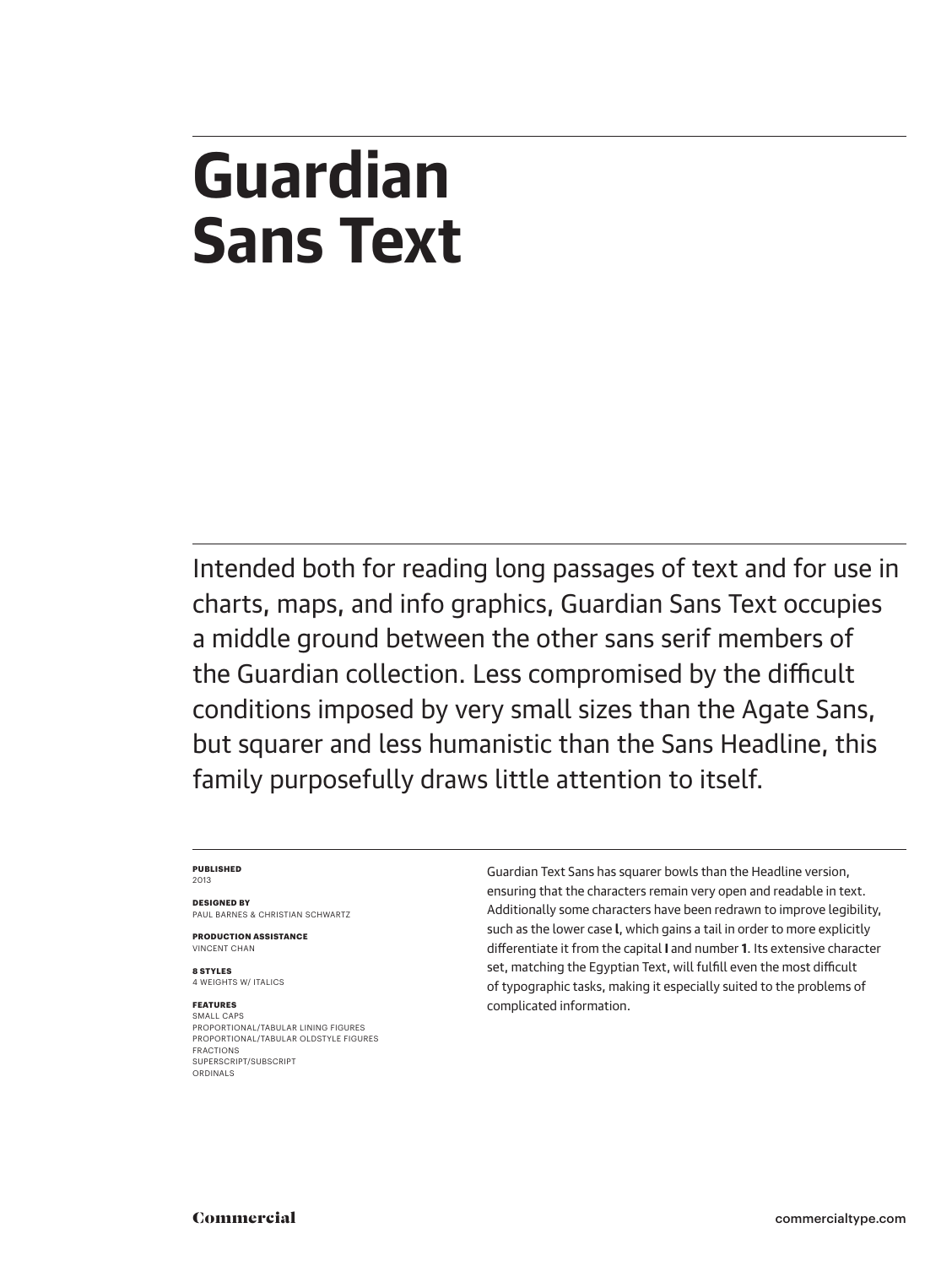# Guardian Sans Text

Intended both for reading long passages of text and for use in charts, maps, and info graphics, Guardian Sans Text occupies a middle ground between the other sans serif members of the Guardian collection. Less compromised by the difficult conditions imposed by very small sizes than the Agate Sans, but squarer and less humanistic than the Sans Headline, this family purposefully draws little attention to itself.

**PUBLISHED**
2013

**DESIGNED BY**
PAUL BARNES & CHRISTIAN SCHWARTZ

**PRODUCTION ASSISTANCE**
VINCENT CHAN

**8 STYLES**
4 WEIGHTS W/ ITALICS

**FEATURES**
SMALL CAPS
PROPORTIONAL/TABULAR LINING FIGURES
PROPORTIONAL/TABULAR OLDSTYLE FIGURES
FRACTIONS
SUPERSCRIPT/SUBSCRIPT
ORDINALS

Guardian Text Sans has squarer bowls than the Headline version, ensuring that the characters remain very open and readable in text. Additionally some characters have been redrawn to improve legibility, such as the lower case **l**, which gains a tail in order to more explicitly differentiate it from the capital **I** and number **1**. Its extensive character set, matching the Egyptian Text, will fulfill even the most difficult of typographic tasks, making it especially suited to the problems of complicated information.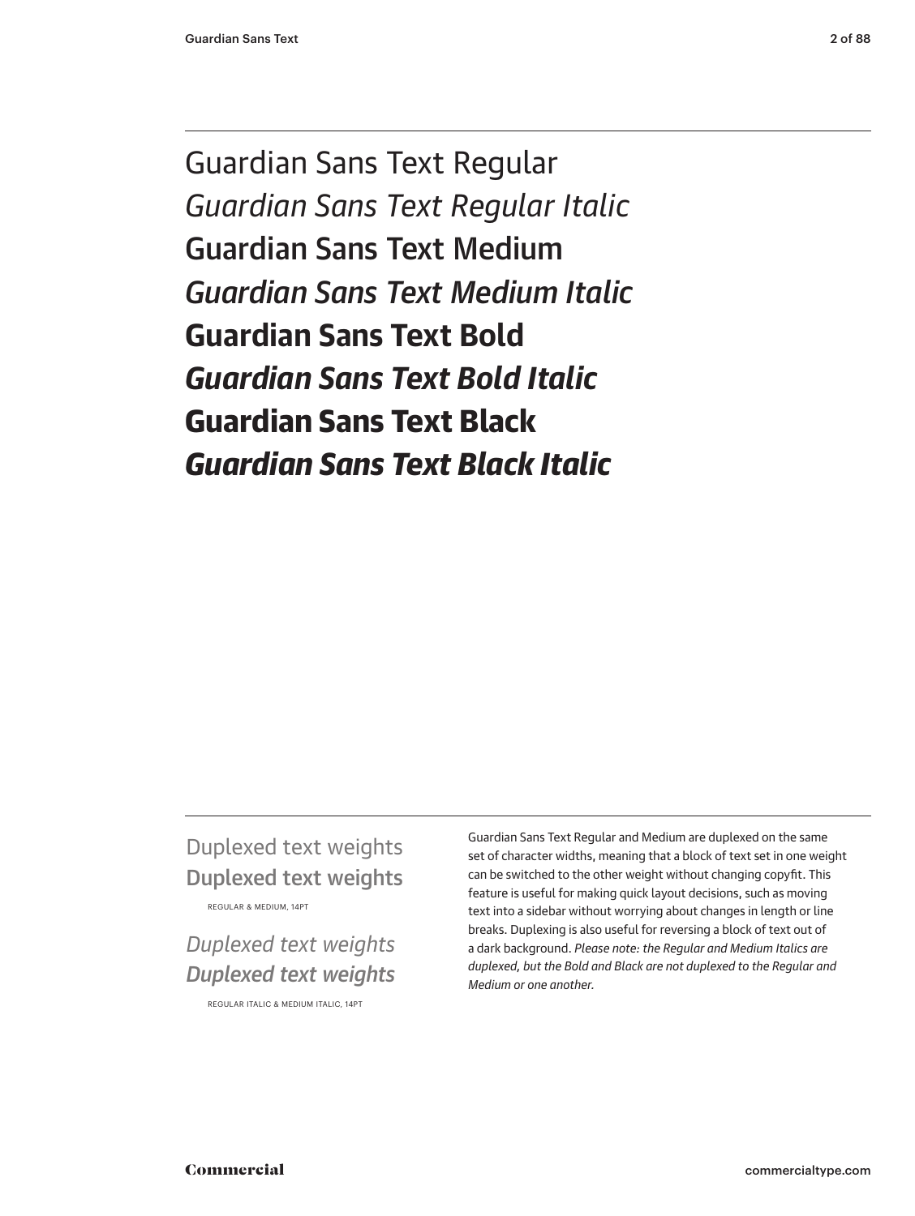Guardian Sans Text Regular

*Guardian Sans Text Regular Italic*

Guardian Sans Text Medium

*Guardian Sans Text Medium Italic*

**Guardian Sans Text Bold**

***Guardian Sans Text Bold Italic***

**Guardian Sans Text Black**

***Guardian Sans Text Black Italic***

Duplexed text weights

Duplexed text weights

REGULAR & MEDIUM, 14PT

*Duplexed text weights*

*Duplexed text weights*

REGULAR ITALIC & MEDIUM ITALIC, 14PT

Guardian Sans Text Regular and Medium are duplexed on the same set of character widths, meaning that a block of text set in one weight can be switched to the other weight without changing copyfit. This feature is useful for making quick layout decisions, such as moving text into a sidebar without worrying about changes in length or line breaks. Duplexing is also useful for reversing a block of text out of a dark background. *Please note: the Regular and Medium Italics are duplexed, but the Bold and Black are not duplexed to the Regular and Medium or one another.*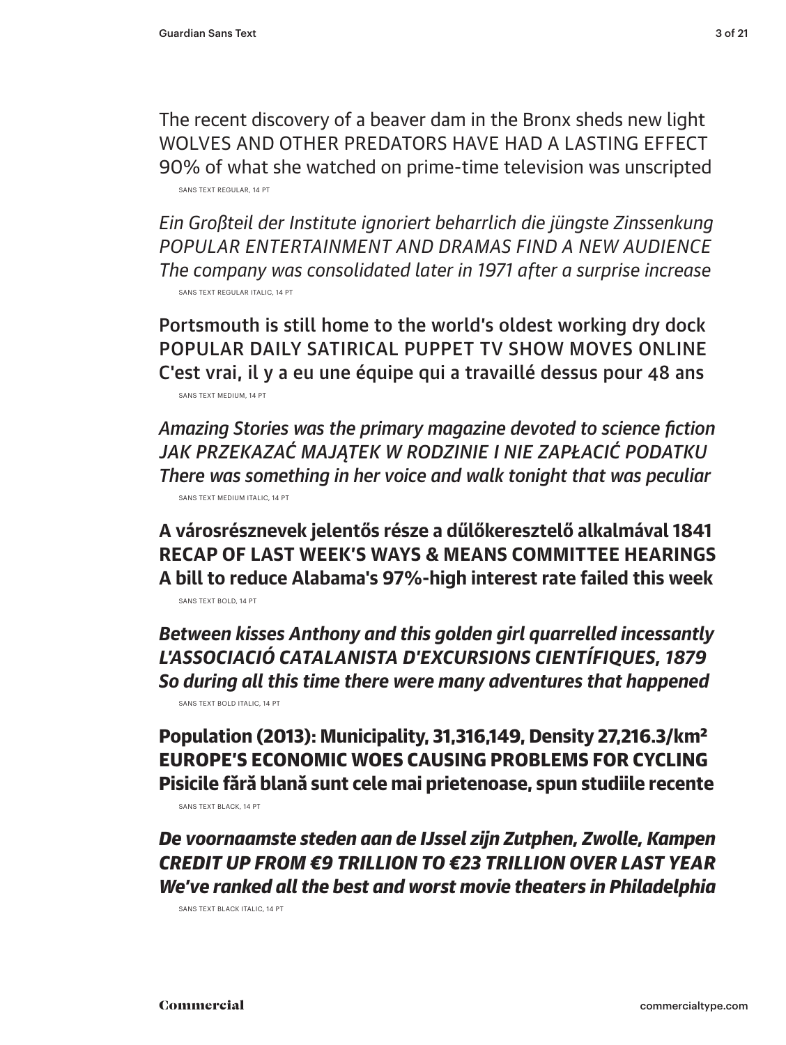The recent discovery of a beaver dam in the Bronx sheds new light
WOLVES AND OTHER PREDATORS HAVE HAD A LASTING EFFECT
90% of what she watched on prime-time television was unscripted

SANS TEXT REGULAR, 14 PT

*Ein Großteil der Institute ignoriert beharrlich die jüngste Zinssenkung*
*POPULAR ENTERTAINMENT AND DRAMAS FIND A NEW AUDIENCE*
*The company was consolidated later in 1971 after a surprise increase*

SANS TEXT REGULAR ITALIC, 14 PT

Portsmouth is still home to the world's oldest working dry dock
POPULAR DAILY SATIRICAL PUPPET TV SHOW MOVES ONLINE
C'est vrai, il y a eu une équipe qui a travaillé dessus pour 48 ans

SANS TEXT MEDIUM, 14 PT

*Amazing Stories was the primary magazine devoted to science fiction*
*JAK PRZEKAZAĆ MAJĄTEK W RODZINIE I NIE ZAPŁACIĆ PODATKU*
*There was something in her voice and walk tonight that was peculiar*

SANS TEXT MEDIUM ITALIC, 14 PT

**A városrésznevek jelentős része a dűlőkeresztelő alkalmával 1841**
**RECAP OF LAST WEEK'S WAYS & MEANS COMMITTEE HEARINGS**
**A bill to reduce Alabama's 97%-high interest rate failed this week**

SANS TEXT BOLD, 14 PT

***Between kisses Anthony and this golden girl quarrelled incessantly***
***L'ASSOCIACIÓ CATALANISTA D'EXCURSIONS CIENTÍFIQUES, 1879***
***So during all this time there were many adventures that happened***

SANS TEXT BOLD ITALIC, 14 PT

**Population (2013): Municipality, 31,316,149, Density 27,216.3/km²**
**EUROPE'S ECONOMIC WOES CAUSING PROBLEMS FOR CYCLING**
**Pisicile fără blană sunt cele mai prietenoase, spun studiile recente**

SANS TEXT BLACK, 14 PT

***De voornaamste steden aan de IJssel zijn Zutphen, Zwolle, Kampen***
***CREDIT UP FROM €9 TRILLION TO €23 TRILLION OVER LAST YEAR***
***We've ranked all the best and worst movie theaters in Philadelphia***

SANS TEXT BLACK ITALIC, 14 PT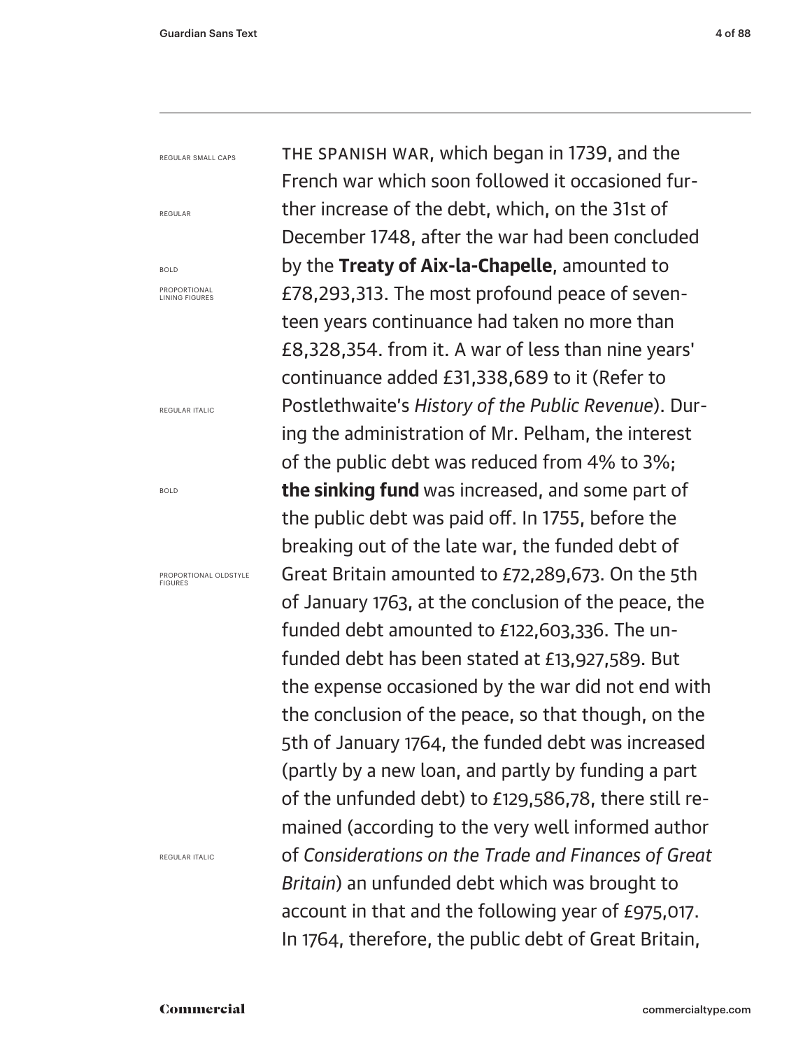REGULAR SMALL CAPS

REGULAR

BOLD

PROPORTIONAL LINING FIGURES

REGULAR ITALIC

BOLD

PROPORTIONAL OLDSTYLE FIGURES

REGULAR ITALIC

THE SPANISH WAR, which began in 1739, and the French war which soon followed it occasioned further increase of the debt, which, on the 31st of December 1748, after the war had been concluded by the **Treaty of Aix-la-Chapelle**, amounted to £78,293,313. The most profound peace of seventeen years continuance had taken no more than £8,328,354. from it. A war of less than nine years' continuance added £31,338,689 to it (Refer to Postlethwaite's *History of the Public Revenue*). During the administration of Mr. Pelham, the interest of the public debt was reduced from 4% to 3%; **the sinking fund** was increased, and some part of the public debt was paid off. In 1755, before the breaking out of the late war, the funded debt of Great Britain amounted to £72,289,673. On the 5th of January 1763, at the conclusion of the peace, the funded debt amounted to £122,603,336. The unfunded debt has been stated at £13,927,589. But the expense occasioned by the war did not end with the conclusion of the peace, so that though, on the 5th of January 1764, the funded debt was increased (partly by a new loan, and partly by funding a part of the unfunded debt) to £129,586,78, there still remained (according to the very well informed author of *Considerations on the Trade and Finances of Great Britain*) an unfunded debt which was brought to account in that and the following year of £975,017. In 1764, therefore, the public debt of Great Britain,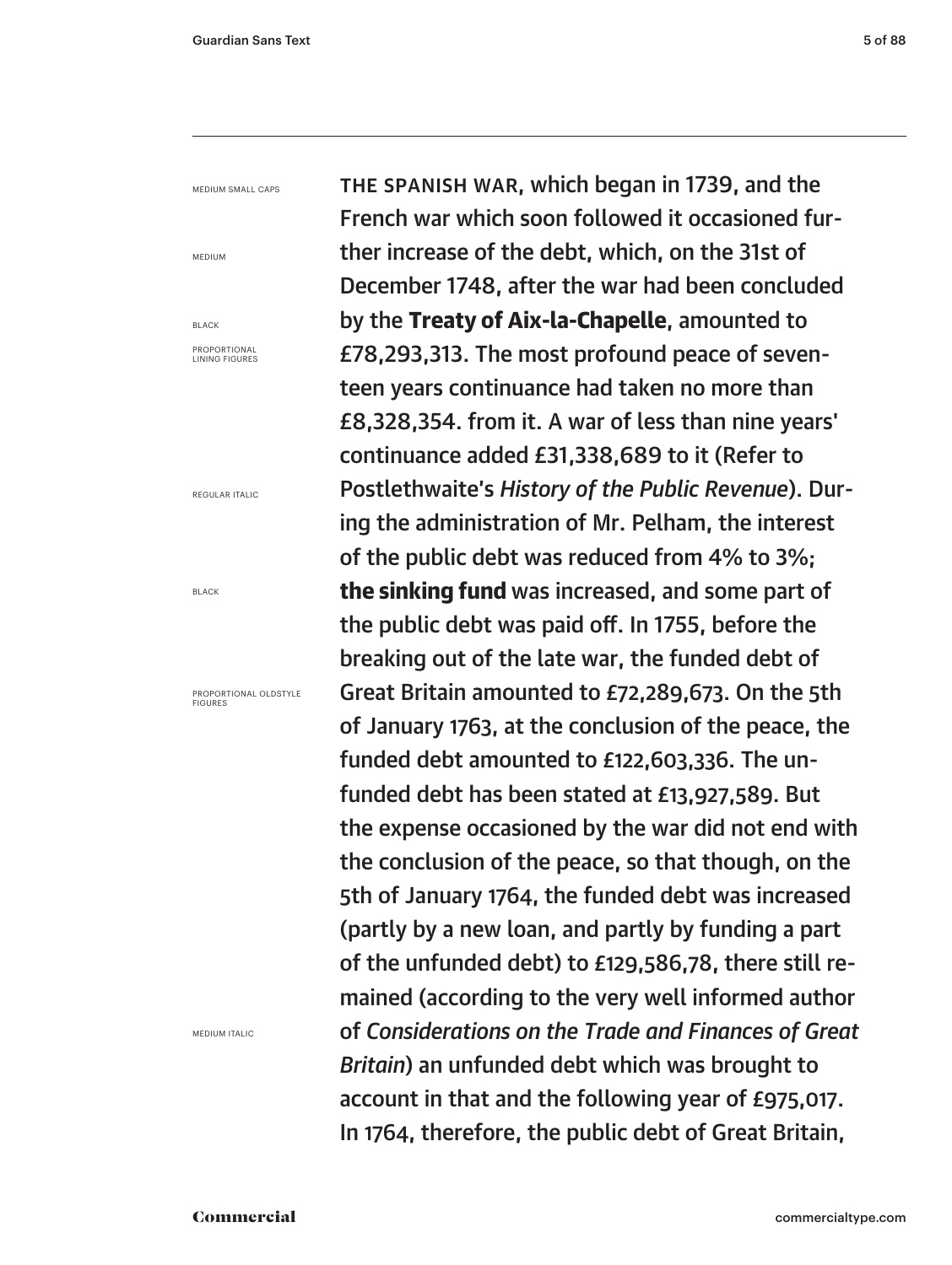MEDIUM SMALL CAPS

MEDIUM

BLACK

PROPORTIONAL LINING FIGURES

REGULAR ITALIC

BLACK

PROPORTIONAL OLDSTYLE FIGURES

MEDIUM ITALIC

THE SPANISH WAR, which began in 1739, and the French war which soon followed it occasioned further increase of the debt, which, on the 31st of December 1748, after the war had been concluded by the **Treaty of Aix-la-Chapelle**, amounted to £78,293,313. The most profound peace of seventeen years continuance had taken no more than £8,328,354. from it. A war of less than nine years' continuance added £31,338,689 to it (Refer to Postlethwaite's *History of the Public Revenue*). During the administration of Mr. Pelham, the interest of the public debt was reduced from 4% to 3%; **the sinking fund** was increased, and some part of the public debt was paid off. In 1755, before the breaking out of the late war, the funded debt of Great Britain amounted to £72,289,673. On the 5th of January 1763, at the conclusion of the peace, the funded debt amounted to £122,603,336. The unfunded debt has been stated at £13,927,589. But the expense occasioned by the war did not end with the conclusion of the peace, so that though, on the 5th of January 1764, the funded debt was increased (partly by a new loan, and partly by funding a part of the unfunded debt) to £129,586,78, there still remained (according to the very well informed author of *Considerations on the Trade and Finances of Great Britain*) an unfunded debt which was brought to account in that and the following year of £975,017. In 1764, therefore, the public debt of Great Britain,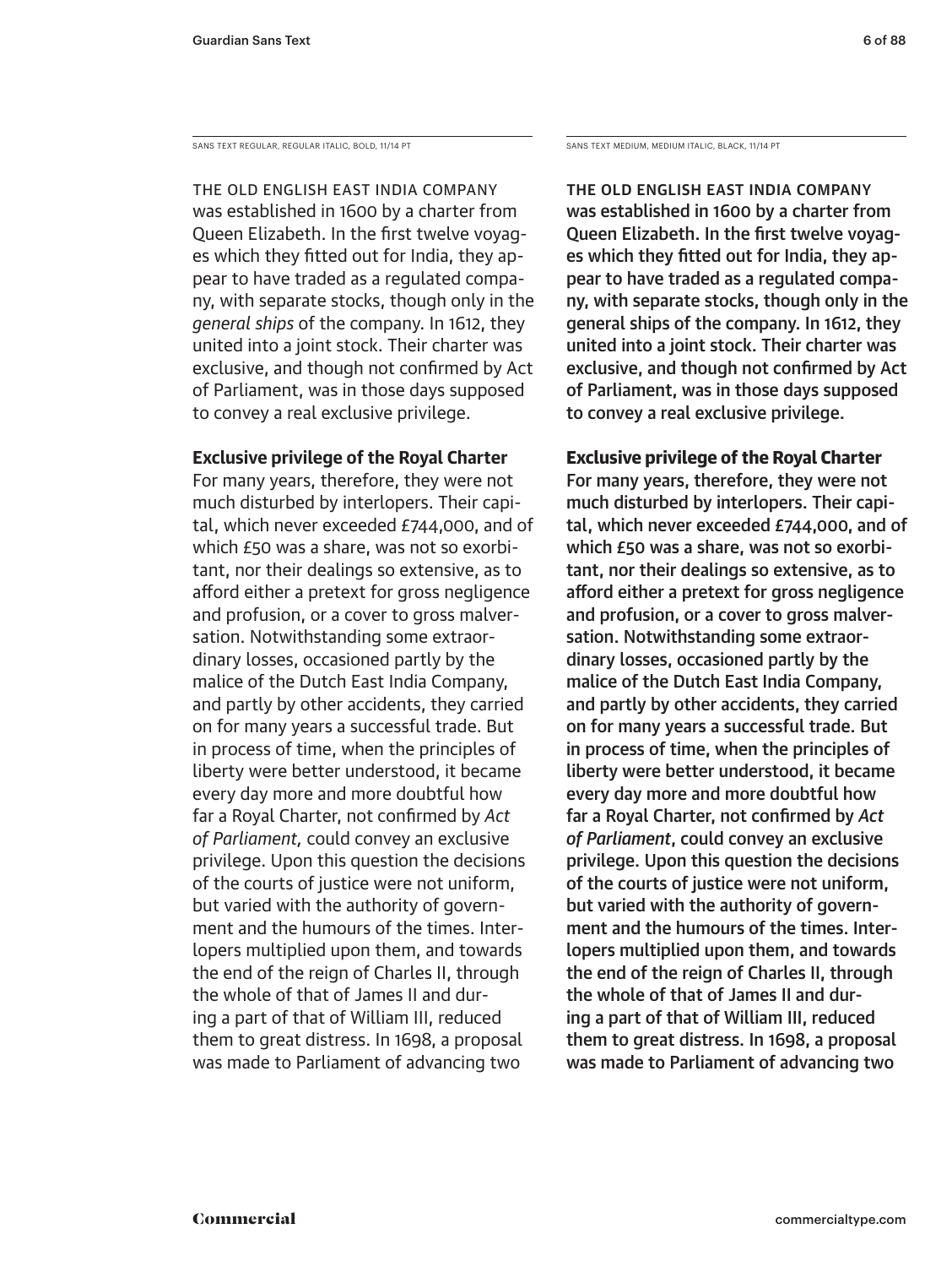SANS TEXT REGULAR, REGULAR ITALIC, BOLD, 11/14 PT

THE OLD ENGLISH EAST INDIA COMPANY was established in 1600 by a charter from Queen Elizabeth. In the first twelve voyages which they fitted out for India, they appear to have traded as a regulated company, with separate stocks, though only in the *general ships* of the company. In 1612, they united into a joint stock. Their charter was exclusive, and though not confirmed by Act of Parliament, was in those days supposed to convey a real exclusive privilege.

**Exclusive privilege of the Royal Charter**

For many years, therefore, they were not much disturbed by interlopers. Their capital, which never exceeded £744,000, and of which £50 was a share, was not so exorbitant, nor their dealings so extensive, as to afford either a pretext for gross negligence and profusion, or a cover to gross malversation. Notwithstanding some extraordinary losses, occasioned partly by the malice of the Dutch East India Company, and partly by other accidents, they carried on for many years a successful trade. But in process of time, when the principles of liberty were better understood, it became every day more and more doubtful how far a Royal Charter, not confirmed by *Act of Parliament*, could convey an exclusive privilege. Upon this question the decisions of the courts of justice were not uniform, but varied with the authority of government and the humours of the times. Interlopers multiplied upon them, and towards the end of the reign of Charles II, through the whole of that of James II and during a part of that of William III, reduced them to great distress. In 1698, a proposal was made to Parliament of advancing two

SANS TEXT MEDIUM, MEDIUM ITALIC, BLACK, 11/14 PT

THE OLD ENGLISH EAST INDIA COMPANY was established in 1600 by a charter from Queen Elizabeth. In the first twelve voyages which they fitted out for India, they appear to have traded as a regulated company, with separate stocks, though only in the general ships of the company. In 1612, they united into a joint stock. Their charter was exclusive, and though not confirmed by Act of Parliament, was in those days supposed to convey a real exclusive privilege.

**Exclusive privilege of the Royal Charter**

For many years, therefore, they were not much disturbed by interlopers. Their capital, which never exceeded £744,000, and of which £50 was a share, was not so exorbitant, nor their dealings so extensive, as to afford either a pretext for gross negligence and profusion, or a cover to gross malversation. Notwithstanding some extraordinary losses, occasioned partly by the malice of the Dutch East India Company, and partly by other accidents, they carried on for many years a successful trade. But in process of time, when the principles of liberty were better understood, it became every day more and more doubtful how far a Royal Charter, not confirmed by *Act of Parliament*, could convey an exclusive privilege. Upon this question the decisions of the courts of justice were not uniform, but varied with the authority of government and the humours of the times. Interlopers multiplied upon them, and towards the end of the reign of Charles II, through the whole of that of James II and during a part of that of William III, reduced them to great distress. In 1698, a proposal was made to Parliament of advancing two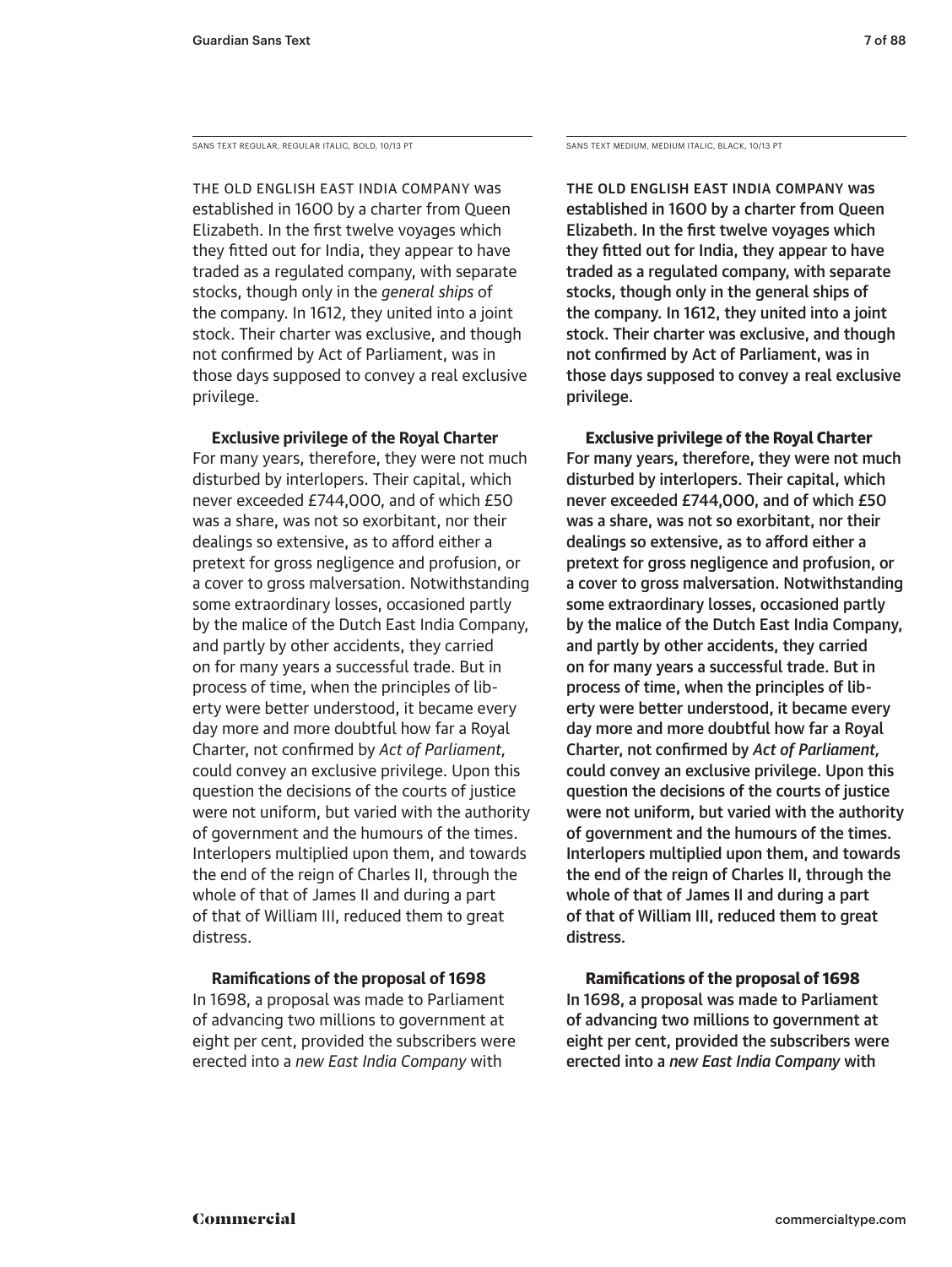SANS TEXT REGULAR, REGULAR ITALIC, BOLD, 10/13 PT

THE OLD ENGLISH EAST INDIA COMPANY was established in 1600 by a charter from Queen Elizabeth. In the first twelve voyages which they fitted out for India, they appear to have traded as a regulated company, with separate stocks, though only in the *general ships* of the company. In 1612, they united into a joint stock. Their charter was exclusive, and though not confirmed by Act of Parliament, was in those days supposed to convey a real exclusive privilege.

**Exclusive privilege of the Royal Charter**
For many years, therefore, they were not much disturbed by interlopers. Their capital, which never exceeded £744,000, and of which £50 was a share, was not so exorbitant, nor their dealings so extensive, as to afford either a pretext for gross negligence and profusion, or a cover to gross malversation. Notwithstanding some extraordinary losses, occasioned partly by the malice of the Dutch East India Company, and partly by other accidents, they carried on for many years a successful trade. But in process of time, when the principles of liberty were better understood, it became every day more and more doubtful how far a Royal Charter, not confirmed by *Act of Parliament,* could convey an exclusive privilege. Upon this question the decisions of the courts of justice were not uniform, but varied with the authority of government and the humours of the times. Interlopers multiplied upon them, and towards the end of the reign of Charles II, through the whole of that of James II and during a part of that of William III, reduced them to great distress.

**Ramifications of the proposal of 1698**
In 1698, a proposal was made to Parliament of advancing two millions to government at eight per cent, provided the subscribers were erected into a *new East India Company* with

SANS TEXT MEDIUM, MEDIUM ITALIC, BLACK, 10/13 PT

THE OLD ENGLISH EAST INDIA COMPANY was established in 1600 by a charter from Queen Elizabeth. In the first twelve voyages which they fitted out for India, they appear to have traded as a regulated company, with separate stocks, though only in the general ships of the company. In 1612, they united into a joint stock. Their charter was exclusive, and though not confirmed by Act of Parliament, was in those days supposed to convey a real exclusive privilege.

**Exclusive privilege of the Royal Charter**
For many years, therefore, they were not much disturbed by interlopers. Their capital, which never exceeded £744,000, and of which £50 was a share, was not so exorbitant, nor their dealings so extensive, as to afford either a pretext for gross negligence and profusion, or a cover to gross malversation. Notwithstanding some extraordinary losses, occasioned partly by the malice of the Dutch East India Company, and partly by other accidents, they carried on for many years a successful trade. But in process of time, when the principles of liberty were better understood, it became every day more and more doubtful how far a Royal Charter, not confirmed by *Act of Parliament,* could convey an exclusive privilege. Upon this question the decisions of the courts of justice were not uniform, but varied with the authority of government and the humours of the times. Interlopers multiplied upon them, and towards the end of the reign of Charles II, through the whole of that of James II and during a part of that of William III, reduced them to great distress.

**Ramifications of the proposal of 1698**
In 1698, a proposal was made to Parliament of advancing two millions to government at eight per cent, provided the subscribers were erected into a *new East India Company* with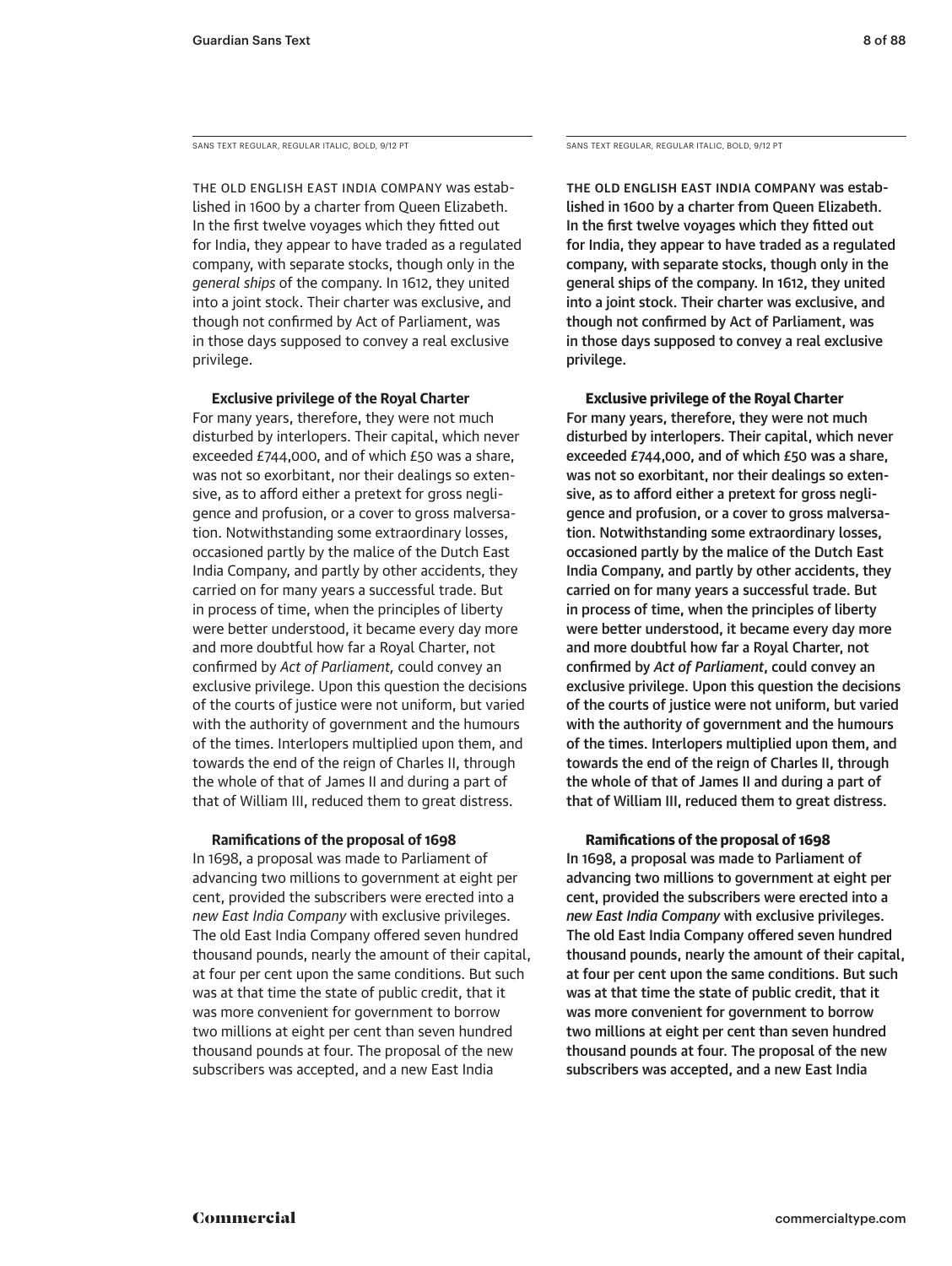SANS TEXT REGULAR, REGULAR ITALIC, BOLD, 9/12 PT

THE OLD ENGLISH EAST INDIA COMPANY was established in 1600 by a charter from Queen Elizabeth. In the first twelve voyages which they fitted out for India, they appear to have traded as a regulated company, with separate stocks, though only in the *general ships* of the company. In 1612, they united into a joint stock. Their charter was exclusive, and though not confirmed by Act of Parliament, was in those days supposed to convey a real exclusive privilege.

**Exclusive privilege of the Royal Charter**

For many years, therefore, they were not much disturbed by interlopers. Their capital, which never exceeded £744,000, and of which £50 was a share, was not so exorbitant, nor their dealings so extensive, as to afford either a pretext for gross negligence and profusion, or a cover to gross malversation. Notwithstanding some extraordinary losses, occasioned partly by the malice of the Dutch East India Company, and partly by other accidents, they carried on for many years a successful trade. But in process of time, when the principles of liberty were better understood, it became every day more and more doubtful how far a Royal Charter, not confirmed by *Act of Parliament,* could convey an exclusive privilege. Upon this question the decisions of the courts of justice were not uniform, but varied with the authority of government and the humours of the times. Interlopers multiplied upon them, and towards the end of the reign of Charles II, through the whole of that of James II and during a part of that of William III, reduced them to great distress.

**Ramifications of the proposal of 1698**

In 1698, a proposal was made to Parliament of advancing two millions to government at eight per cent, provided the subscribers were erected into a *new East India Company* with exclusive privileges. The old East India Company offered seven hundred thousand pounds, nearly the amount of their capital, at four per cent upon the same conditions. But such was at that time the state of public credit, that it was more convenient for government to borrow two millions at eight per cent than seven hundred thousand pounds at four. The proposal of the new subscribers was accepted, and a new East India

SANS TEXT REGULAR, REGULAR ITALIC, BOLD, 9/12 PT

**THE OLD ENGLISH EAST INDIA COMPANY was established in 1600 by a charter from Queen Elizabeth. In the first twelve voyages which they fitted out for India, they appear to have traded as a regulated company, with separate stocks, though only in the general ships of the company. In 1612, they united into a joint stock. Their charter was exclusive, and though not confirmed by Act of Parliament, was in those days supposed to convey a real exclusive privilege.**

**Exclusive privilege of the Royal Charter**

**For many years, therefore, they were not much disturbed by interlopers. Their capital, which never exceeded £744,000, and of which £50 was a share, was not so exorbitant, nor their dealings so extensive, as to afford either a pretext for gross negligence and profusion, or a cover to gross malversation. Notwithstanding some extraordinary losses, occasioned partly by the malice of the Dutch East India Company, and partly by other accidents, they carried on for many years a successful trade. But in process of time, when the principles of liberty were better understood, it became every day more and more doubtful how far a Royal Charter, not confirmed by *Act of Parliament*, could convey an exclusive privilege. Upon this question the decisions of the courts of justice were not uniform, but varied with the authority of government and the humours of the times. Interlopers multiplied upon them, and towards the end of the reign of Charles II, through the whole of that of James II and during a part of that of William III, reduced them to great distress.**

**Ramifications of the proposal of 1698**

**In 1698, a proposal was made to Parliament of advancing two millions to government at eight per cent, provided the subscribers were erected into a *new East India Company* with exclusive privileges. The old East India Company offered seven hundred thousand pounds, nearly the amount of their capital, at four per cent upon the same conditions. But such was at that time the state of public credit, that it was more convenient for government to borrow two millions at eight per cent than seven hundred thousand pounds at four. The proposal of the new subscribers was accepted, and a new East India**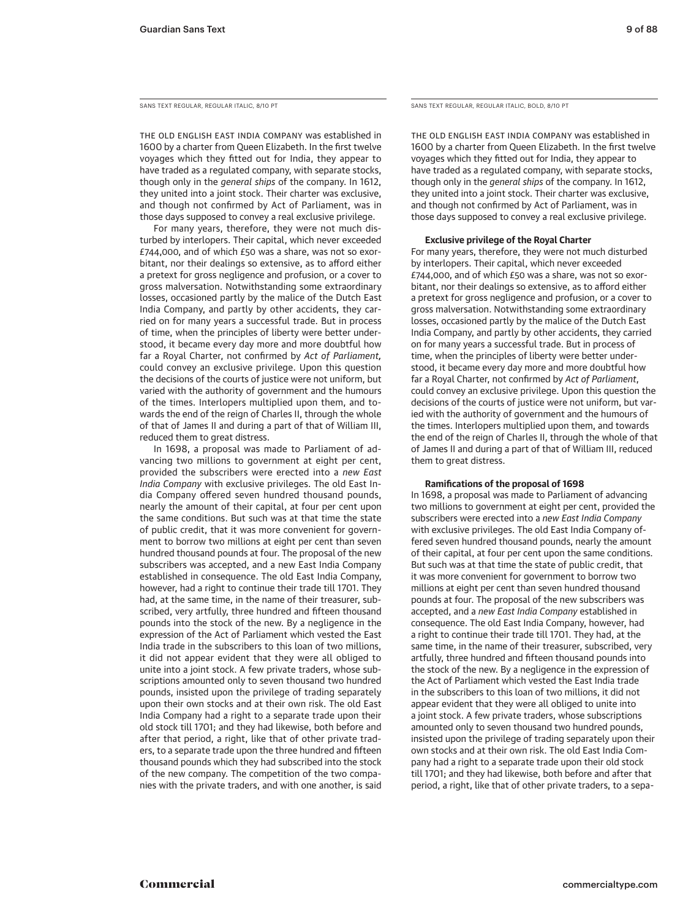SANS TEXT REGULAR, REGULAR ITALIC, 8/10 PT

THE OLD ENGLISH EAST INDIA COMPANY was established in 1600 by a charter from Queen Elizabeth. In the first twelve voyages which they fitted out for India, they appear to have traded as a regulated company, with separate stocks, though only in the *general ships* of the company. In 1612, they united into a joint stock. Their charter was exclusive, and though not confirmed by Act of Parliament, was in those days supposed to convey a real exclusive privilege.

For many years, therefore, they were not much disturbed by interlopers. Their capital, which never exceeded £744,000, and of which £50 was a share, was not so exorbitant, nor their dealings so extensive, as to afford either a pretext for gross negligence and profusion, or a cover to gross malversation. Notwithstanding some extraordinary losses, occasioned partly by the malice of the Dutch East India Company, and partly by other accidents, they carried on for many years a successful trade. But in process of time, when the principles of liberty were better understood, it became every day more and more doubtful how far a Royal Charter, not confirmed by *Act of Parliament,* could convey an exclusive privilege. Upon this question the decisions of the courts of justice were not uniform, but varied with the authority of government and the humours of the times. Interlopers multiplied upon them, and towards the end of the reign of Charles II, through the whole of that of James II and during a part of that of William III, reduced them to great distress.

In 1698, a proposal was made to Parliament of advancing two millions to government at eight per cent, provided the subscribers were erected into a *new East India Company* with exclusive privileges. The old East India Company offered seven hundred thousand pounds, nearly the amount of their capital, at four per cent upon the same conditions. But such was at that time the state of public credit, that it was more convenient for government to borrow two millions at eight per cent than seven hundred thousand pounds at four. The proposal of the new subscribers was accepted, and a new East India Company established in consequence. The old East India Company, however, had a right to continue their trade till 1701. They had, at the same time, in the name of their treasurer, subscribed, very artfully, three hundred and fifteen thousand pounds into the stock of the new. By a negligence in the expression of the Act of Parliament which vested the East India trade in the subscribers to this loan of two millions, it did not appear evident that they were all obliged to unite into a joint stock. A few private traders, whose subscriptions amounted only to seven thousand two hundred pounds, insisted upon the privilege of trading separately upon their own stocks and at their own risk. The old East India Company had a right to a separate trade upon their old stock till 1701; and they had likewise, both before and after that period, a right, like that of other private traders, to a separate trade upon the three hundred and fifteen thousand pounds which they had subscribed into the stock of the new company. The competition of the two companies with the private traders, and with one another, is said

SANS TEXT REGULAR, REGULAR ITALIC, BOLD, 8/10 PT

THE OLD ENGLISH EAST INDIA COMPANY was established in 1600 by a charter from Queen Elizabeth. In the first twelve voyages which they fitted out for India, they appear to have traded as a regulated company, with separate stocks, though only in the *general ships* of the company. In 1612, they united into a joint stock. Their charter was exclusive, and though not confirmed by Act of Parliament, was in those days supposed to convey a real exclusive privilege.

**Exclusive privilege of the Royal Charter**

For many years, therefore, they were not much disturbed by interlopers. Their capital, which never exceeded £744,000, and of which £50 was a share, was not so exorbitant, nor their dealings so extensive, as to afford either a pretext for gross negligence and profusion, or a cover to gross malversation. Notwithstanding some extraordinary losses, occasioned partly by the malice of the Dutch East India Company, and partly by other accidents, they carried on for many years a successful trade. But in process of time, when the principles of liberty were better understood, it became every day more and more doubtful how far a Royal Charter, not confirmed by *Act of Parliament*, could convey an exclusive privilege. Upon this question the decisions of the courts of justice were not uniform, but varied with the authority of government and the humours of the times. Interlopers multiplied upon them, and towards the end of the reign of Charles II, through the whole of that of James II and during a part of that of William III, reduced them to great distress.

**Ramifications of the proposal of 1698**

In 1698, a proposal was made to Parliament of advancing two millions to government at eight per cent, provided the subscribers were erected into a *new East India Company* with exclusive privileges. The old East India Company offered seven hundred thousand pounds, nearly the amount of their capital, at four per cent upon the same conditions. But such was at that time the state of public credit, that it was more convenient for government to borrow two millions at eight per cent than seven hundred thousand pounds at four. The proposal of the new subscribers was accepted, and a *new East India Company* established in consequence. The old East India Company, however, had a right to continue their trade till 1701. They had, at the same time, in the name of their treasurer, subscribed, very artfully, three hundred and fifteen thousand pounds into the stock of the new. By a negligence in the expression of the Act of Parliament which vested the East India trade in the subscribers to this loan of two millions, it did not appear evident that they were all obliged to unite into a joint stock. A few private traders, whose subscriptions amounted only to seven thousand two hundred pounds, insisted upon the privilege of trading separately upon their own stocks and at their own risk. The old East India Company had a right to a separate trade upon their old stock till 1701; and they had likewise, both before and after that period, a right, like that of other private traders, to a sepa-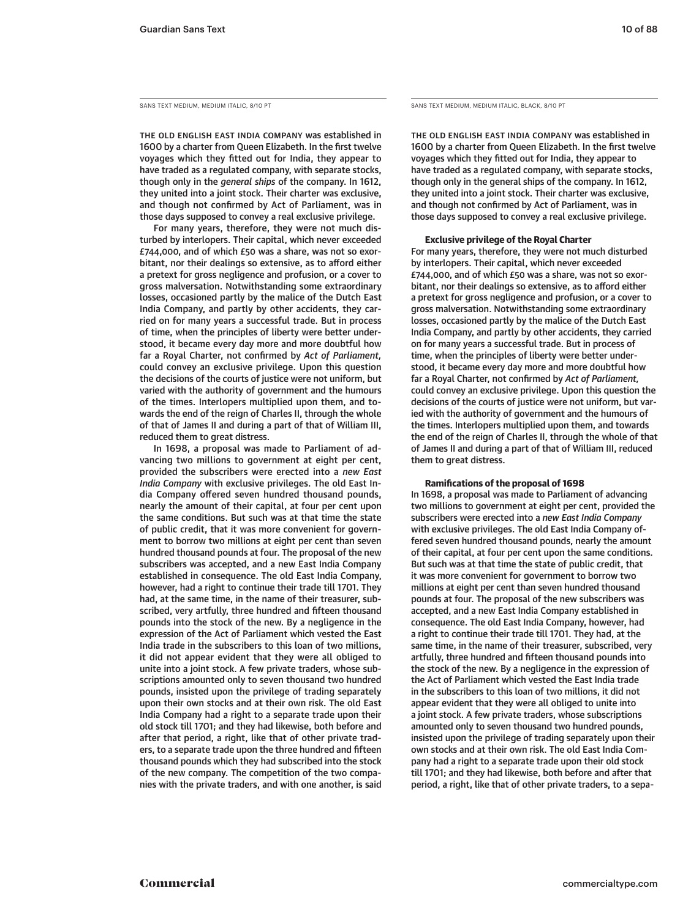SANS TEXT MEDIUM, MEDIUM ITALIC, 8/10 PT

THE OLD ENGLISH EAST INDIA COMPANY was established in 1600 by a charter from Queen Elizabeth. In the first twelve voyages which they fitted out for India, they appear to have traded as a regulated company, with separate stocks, though only in the *general ships* of the company. In 1612, they united into a joint stock. Their charter was exclusive, and though not confirmed by Act of Parliament, was in those days supposed to convey a real exclusive privilege.

For many years, therefore, they were not much disturbed by interlopers. Their capital, which never exceeded £744,000, and of which £50 was a share, was not so exorbitant, nor their dealings so extensive, as to afford either a pretext for gross negligence and profusion, or a cover to gross malversation. Notwithstanding some extraordinary losses, occasioned partly by the malice of the Dutch East India Company, and partly by other accidents, they carried on for many years a successful trade. But in process of time, when the principles of liberty were better understood, it became every day more and more doubtful how far a Royal Charter, not confirmed by *Act of Parliament,* could convey an exclusive privilege. Upon this question the decisions of the courts of justice were not uniform, but varied with the authority of government and the humours of the times. Interlopers multiplied upon them, and towards the end of the reign of Charles II, through the whole of that of James II and during a part of that of William III, reduced them to great distress.

In 1698, a proposal was made to Parliament of advancing two millions to government at eight per cent, provided the subscribers were erected into a *new East India Company* with exclusive privileges. The old East India Company offered seven hundred thousand pounds, nearly the amount of their capital, at four per cent upon the same conditions. But such was at that time the state of public credit, that it was more convenient for government to borrow two millions at eight per cent than seven hundred thousand pounds at four. The proposal of the new subscribers was accepted, and a new East India Company established in consequence. The old East India Company, however, had a right to continue their trade till 1701. They had, at the same time, in the name of their treasurer, subscribed, very artfully, three hundred and fifteen thousand pounds into the stock of the new. By a negligence in the expression of the Act of Parliament which vested the East India trade in the subscribers to this loan of two millions, it did not appear evident that they were all obliged to unite into a joint stock. A few private traders, whose subscriptions amounted only to seven thousand two hundred pounds, insisted upon the privilege of trading separately upon their own stocks and at their own risk. The old East India Company had a right to a separate trade upon their old stock till 1701; and they had likewise, both before and after that period, a right, like that of other private traders, to a separate trade upon the three hundred and fifteen thousand pounds which they had subscribed into the stock of the new company. The competition of the two companies with the private traders, and with one another, is said

SANS TEXT MEDIUM, MEDIUM ITALIC, BLACK, 8/10 PT

THE OLD ENGLISH EAST INDIA COMPANY was established in 1600 by a charter from Queen Elizabeth. In the first twelve voyages which they fitted out for India, they appear to have traded as a regulated company, with separate stocks, though only in the general ships of the company. In 1612, they united into a joint stock. Their charter was exclusive, and though not confirmed by Act of Parliament, was in those days supposed to convey a real exclusive privilege.

**Exclusive privilege of the Royal Charter**

For many years, therefore, they were not much disturbed by interlopers. Their capital, which never exceeded £744,000, and of which £50 was a share, was not so exorbitant, nor their dealings so extensive, as to afford either a pretext for gross negligence and profusion, or a cover to gross malversation. Notwithstanding some extraordinary losses, occasioned partly by the malice of the Dutch East India Company, and partly by other accidents, they carried on for many years a successful trade. But in process of time, when the principles of liberty were better understood, it became every day more and more doubtful how far a Royal Charter, not confirmed by *Act of Parliament,* could convey an exclusive privilege. Upon this question the decisions of the courts of justice were not uniform, but varied with the authority of government and the humours of the times. Interlopers multiplied upon them, and towards the end of the reign of Charles II, through the whole of that of James II and during a part of that of William III, reduced them to great distress.

**Ramifications of the proposal of 1698**

In 1698, a proposal was made to Parliament of advancing two millions to government at eight per cent, provided the subscribers were erected into a *new East India Company* with exclusive privileges. The old East India Company offered seven hundred thousand pounds, nearly the amount of their capital, at four per cent upon the same conditions. But such was at that time the state of public credit, that it was more convenient for government to borrow two millions at eight per cent than seven hundred thousand pounds at four. The proposal of the new subscribers was accepted, and a new East India Company established in consequence. The old East India Company, however, had a right to continue their trade till 1701. They had, at the same time, in the name of their treasurer, subscribed, very artfully, three hundred and fifteen thousand pounds into the stock of the new. By a negligence in the expression of the Act of Parliament which vested the East India trade in the subscribers to this loan of two millions, it did not appear evident that they were all obliged to unite into a joint stock. A few private traders, whose subscriptions amounted only to seven thousand two hundred pounds, insisted upon the privilege of trading separately upon their own stocks and at their own risk. The old East India Company had a right to a separate trade upon their old stock till 1701; and they had likewise, both before and after that period, a right, like that of other private traders, to a sepa-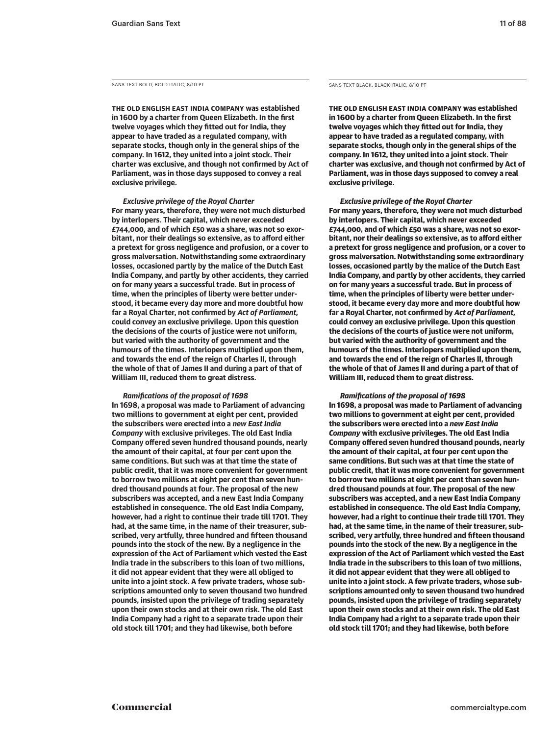SANS TEXT BOLD, BOLD ITALIC, 8/10 PT

**THE OLD ENGLISH EAST INDIA COMPANY was established in 1600 by a charter from Queen Elizabeth. In the first twelve voyages which they fitted out for India, they appear to have traded as a regulated company, with separate stocks, though only in the general ships of the company. In 1612, they united into a joint stock. Their charter was exclusive, and though not confirmed by Act of Parliament, was in those days supposed to convey a real exclusive privilege.**

***Exclusive privilege of the Royal Charter***
**For many years, therefore, they were not much disturbed by interlopers. Their capital, which never exceeded £744,000, and of which £50 was a share, was not so exorbitant, nor their dealings so extensive, as to afford either a pretext for gross negligence and profusion, or a cover to gross malversation. Notwithstanding some extraordinary losses, occasioned partly by the malice of the Dutch East India Company, and partly by other accidents, they carried on for many years a successful trade. But in process of time, when the principles of liberty were better understood, it became every day more and more doubtful how far a Royal Charter, not confirmed by *Act of Parliament,* could convey an exclusive privilege. Upon this question the decisions of the courts of justice were not uniform, but varied with the authority of government and the humours of the times. Interlopers multiplied upon them, and towards the end of the reign of Charles II, through the whole of that of James II and during a part of that of William III, reduced them to great distress.**

***Ramifications of the proposal of 1698***
**In 1698, a proposal was made to Parliament of advancing two millions to government at eight per cent, provided the subscribers were erected into a *new East India Company* with exclusive privileges. The old East India Company offered seven hundred thousand pounds, nearly the amount of their capital, at four per cent upon the same conditions. But such was at that time the state of public credit, that it was more convenient for government to borrow two millions at eight per cent than seven hundred thousand pounds at four. The proposal of the new subscribers was accepted, and a new East India Company established in consequence. The old East India Company, however, had a right to continue their trade till 1701. They had, at the same time, in the name of their treasurer, subscribed, very artfully, three hundred and fifteen thousand pounds into the stock of the new. By a negligence in the expression of the Act of Parliament which vested the East India trade in the subscribers to this loan of two millions, it did not appear evident that they were all obliged to unite into a joint stock. A few private traders, whose subscriptions amounted only to seven thousand two hundred pounds, insisted upon the privilege of trading separately upon their own stocks and at their own risk. The old East India Company had a right to a separate trade upon their old stock till 1701; and they had likewise, both before**

SANS TEXT BLACK, BLACK ITALIC, 8/10 PT

**THE OLD ENGLISH EAST INDIA COMPANY was established in 1600 by a charter from Queen Elizabeth. In the first twelve voyages which they fitted out for India, they appear to have traded as a regulated company, with separate stocks, though only in the general ships of the company. In 1612, they united into a joint stock. Their charter was exclusive, and though not confirmed by Act of Parliament, was in those days supposed to convey a real exclusive privilege.**

***Exclusive privilege of the Royal Charter***
**For many years, therefore, they were not much disturbed by interlopers. Their capital, which never exceeded £744,000, and of which £50 was a share, was not so exorbitant, nor their dealings so extensive, as to afford either a pretext for gross negligence and profusion, or a cover to gross malversation. Notwithstanding some extraordinary losses, occasioned partly by the malice of the Dutch East India Company, and partly by other accidents, they carried on for many years a successful trade. But in process of time, when the principles of liberty were better understood, it became every day more and more doubtful how far a Royal Charter, not confirmed by *Act of Parliament,* could convey an exclusive privilege. Upon this question the decisions of the courts of justice were not uniform, but varied with the authority of government and the humours of the times. Interlopers multiplied upon them, and towards the end of the reign of Charles II, through the whole of that of James II and during a part of that of William III, reduced them to great distress.**

***Ramifications of the proposal of 1698***
**In 1698, a proposal was made to Parliament of advancing two millions to government at eight per cent, provided the subscribers were erected into a *new East India Company* with exclusive privileges. The old East India Company offered seven hundred thousand pounds, nearly the amount of their capital, at four per cent upon the same conditions. But such was at that time the state of public credit, that it was more convenient for government to borrow two millions at eight per cent than seven hundred thousand pounds at four. The proposal of the new subscribers was accepted, and a new East India Company established in consequence. The old East India Company, however, had a right to continue their trade till 1701. They had, at the same time, in the name of their treasurer, subscribed, very artfully, three hundred and fifteen thousand pounds into the stock of the new. By a negligence in the expression of the Act of Parliament which vested the East India trade in the subscribers to this loan of two millions, it did not appear evident that they were all obliged to unite into a joint stock. A few private traders, whose subscriptions amounted only to seven thousand two hundred pounds, insisted upon the privilege of trading separately upon their own stocks and at their own risk. The old East India Company had a right to a separate trade upon their old stock till 1701; and they had likewise, both before**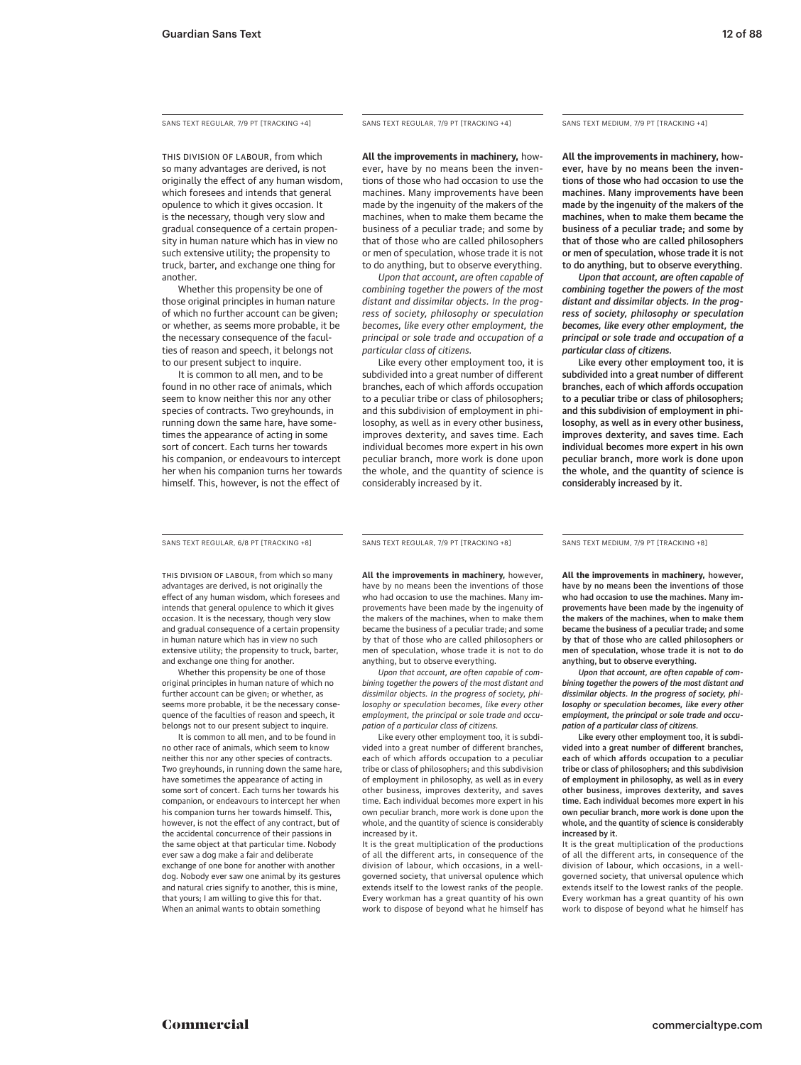SANS TEXT REGULAR, 7/9 PT [TRACKING +4]

THIS DIVISION OF LABOUR, from which so many advantages are derived, is not originally the effect of any human wisdom, which foresees and intends that general opulence to which it gives occasion. It is the necessary, though very slow and gradual consequence of a certain propensity in human nature which has in view no such extensive utility; the propensity to truck, barter, and exchange one thing for another.

Whether this propensity be one of those original principles in human nature of which no further account can be given; or whether, as seems more probable, it be the necessary consequence of the faculties of reason and speech, it belongs not to our present subject to inquire.

It is common to all men, and to be found in no other race of animals, which seem to know neither this nor any other species of contracts. Two greyhounds, in running down the same hare, have sometimes the appearance of acting in some sort of concert. Each turns her towards his companion, or endeavours to intercept her when his companion turns her towards himself. This, however, is not the effect of

SANS TEXT REGULAR, 7/9 PT [TRACKING +4]

**All the improvements in machinery,** however, have by no means been the inventions of those who had occasion to use the machines. Many improvements have been made by the ingenuity of the makers of the machines, when to make them became the business of a peculiar trade; and some by that of those who are called philosophers or men of speculation, whose trade it is not to do anything, but to observe everything.

*Upon that account, are often capable of combining together the powers of the most distant and dissimilar objects. In the progress of society, philosophy or speculation becomes, like every other employment, the principal or sole trade and occupation of a particular class of citizens.*

Like every other employment too, it is subdivided into a great number of different branches, each of which affords occupation to a peculiar tribe or class of philosophers; and this subdivision of employment in philosophy, as well as in every other business, improves dexterity, and saves time. Each individual becomes more expert in his own peculiar branch, more work is done upon the whole, and the quantity of science is considerably increased by it.

SANS TEXT MEDIUM, 7/9 PT [TRACKING +4]

**All the improvements in machinery,** however, have by no means been the inventions of those who had occasion to use the machines. Many improvements have been made by the ingenuity of the makers of the machines, when to make them became the business of a peculiar trade; and some by that of those who are called philosophers or men of speculation, whose trade it is not to do anything, but to observe everything.

*Upon that account, are often capable of combining together the powers of the most distant and dissimilar objects. In the progress of society, philosophy or speculation becomes, like every other employment, the principal or sole trade and occupation of a particular class of citizens.*

Like every other employment too, it is subdivided into a great number of different branches, each of which affords occupation to a peculiar tribe or class of philosophers; and this subdivision of employment in philosophy, as well as in every other business, improves dexterity, and saves time. Each individual becomes more expert in his own peculiar branch, more work is done upon the whole, and the quantity of science is considerably increased by it.

SANS TEXT REGULAR, 6/8 PT [TRACKING +8]

THIS DIVISION OF LABOUR, from which so many advantages are derived, is not originally the effect of any human wisdom, which foresees and intends that general opulence to which it gives occasion. It is the necessary, though very slow and gradual consequence of a certain propensity in human nature which has in view no such extensive utility; the propensity to truck, barter, and exchange one thing for another.

Whether this propensity be one of those original principles in human nature of which no further account can be given; or whether, as seems more probable, it be the necessary consequence of the faculties of reason and speech, it belongs not to our present subject to inquire.

It is common to all men, and to be found in no other race of animals, which seem to know neither this nor any other species of contracts. Two greyhounds, in running down the same hare, have sometimes the appearance of acting in some sort of concert. Each turns her towards his companion, or endeavours to intercept her when his companion turns her towards himself. This, however, is not the effect of any contract, but of the accidental concurrence of their passions in the same object at that particular time. Nobody ever saw a dog make a fair and deliberate exchange of one bone for another with another dog. Nobody ever saw one animal by its gestures and natural cries signify to another, this is mine, that yours; I am willing to give this for that. When an animal wants to obtain something

SANS TEXT REGULAR, 7/9 PT [TRACKING +8]

**All the improvements in machinery,** however, have by no means been the inventions of those who had occasion to use the machines. Many improvements have been made by the ingenuity of the makers of the machines, when to make them became the business of a peculiar trade; and some by that of those who are called philosophers or men of speculation, whose trade it is not to do anything, but to observe everything.

*Upon that account, are often capable of combining together the powers of the most distant and dissimilar objects. In the progress of society, philosophy or speculation becomes, like every other employment, the principal or sole trade and occupation of a particular class of citizens.*

Like every other employment too, it is subdivided into a great number of different branches, each of which affords occupation to a peculiar tribe or class of philosophers; and this subdivision of employment in philosophy, as well as in every other business, improves dexterity, and saves time. Each individual becomes more expert in his own peculiar branch, more work is done upon the whole, and the quantity of science is considerably increased by it.

It is the great multiplication of the productions of all the different arts, in consequence of the division of labour, which occasions, in a well-governed society, that universal opulence which extends itself to the lowest ranks of the people. Every workman has a great quantity of his own work to dispose of beyond what he himself has

SANS TEXT MEDIUM, 7/9 PT [TRACKING +8]

**All the improvements in machinery,** however, have by no means been the inventions of those who had occasion to use the machines. Many improvements have been made by the ingenuity of the makers of the machines, when to make them became the business of a peculiar trade; and some by that of those who are called philosophers or men of speculation, whose trade it is not to do anything, but to observe everything.

*Upon that account, are often capable of combining together the powers of the most distant and dissimilar objects. In the progress of society, philosophy or speculation becomes, like every other employment, the principal or sole trade and occupation of a particular class of citizens.*

Like every other employment too, it is subdivided into a great number of different branches, each of which affords occupation to a peculiar tribe or class of philosophers; and this subdivision of employment in philosophy, as well as in every other business, improves dexterity, and saves time. Each individual becomes more expert in his own peculiar branch, more work is done upon the whole, and the quantity of science is considerably increased by it.

It is the great multiplication of the productions of all the different arts, in consequence of the division of labour, which occasions, in a well-governed society, that universal opulence which extends itself to the lowest ranks of the people. Every workman has a great quantity of his own work to dispose of beyond what he himself has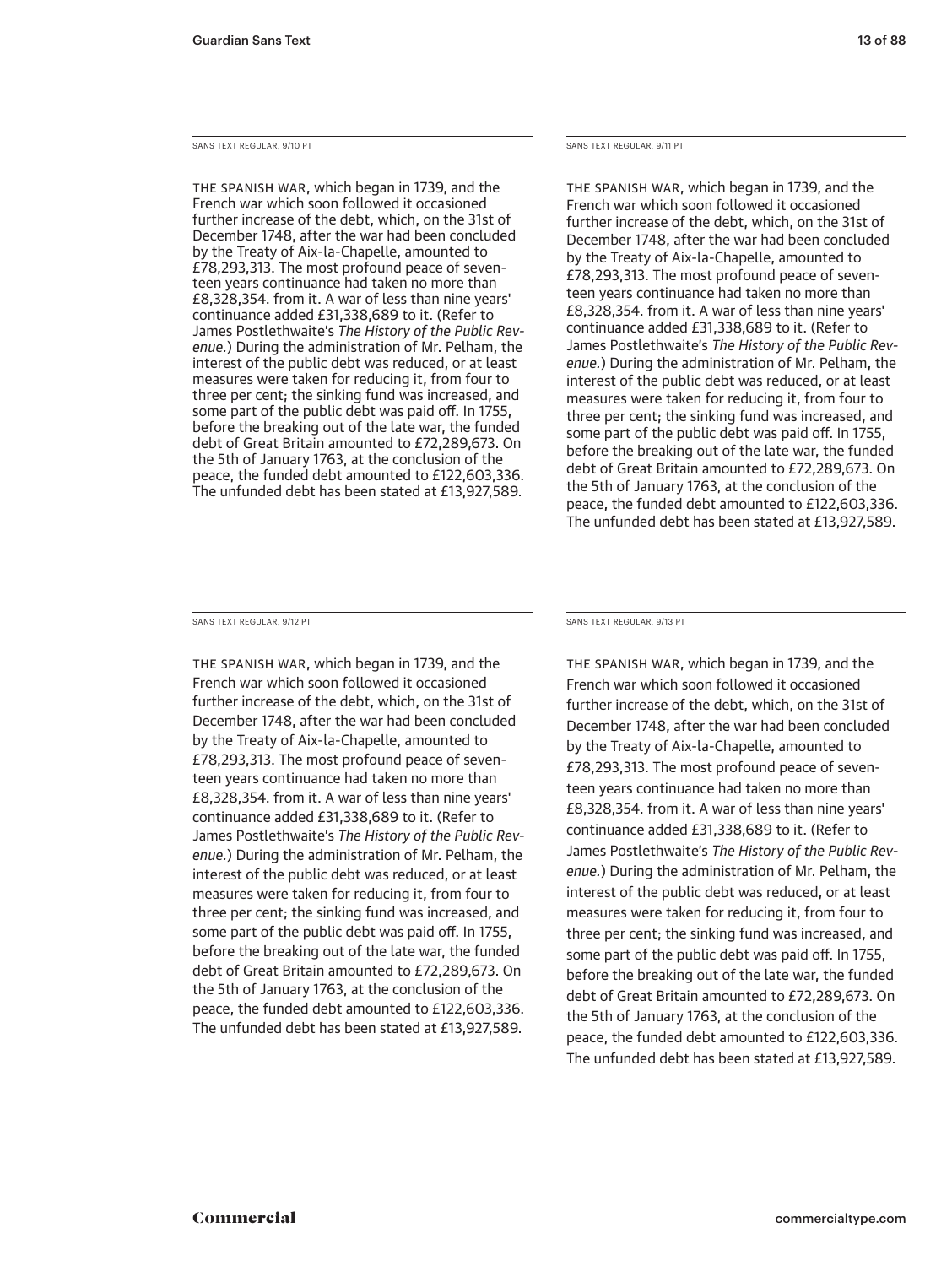SANS TEXT REGULAR, 9/10 PT

THE SPANISH WAR, which began in 1739, and the French war which soon followed it occasioned further increase of the debt, which, on the 31st of December 1748, after the war had been concluded by the Treaty of Aix-la-Chapelle, amounted to £78,293,313. The most profound peace of seventeen years continuance had taken no more than £8,328,354. from it. A war of less than nine years' continuance added £31,338,689 to it. (Refer to James Postlethwaite's *The History of the Public Revenue.*) During the administration of Mr. Pelham, the interest of the public debt was reduced, or at least measures were taken for reducing it, from four to three per cent; the sinking fund was increased, and some part of the public debt was paid off. In 1755, before the breaking out of the late war, the funded debt of Great Britain amounted to £72,289,673. On the 5th of January 1763, at the conclusion of the peace, the funded debt amounted to £122,603,336. The unfunded debt has been stated at £13,927,589.

SANS TEXT REGULAR, 9/11 PT

THE SPANISH WAR, which began in 1739, and the French war which soon followed it occasioned further increase of the debt, which, on the 31st of December 1748, after the war had been concluded by the Treaty of Aix-la-Chapelle, amounted to £78,293,313. The most profound peace of seventeen years continuance had taken no more than £8,328,354. from it. A war of less than nine years' continuance added £31,338,689 to it. (Refer to James Postlethwaite's *The History of the Public Revenue.*) During the administration of Mr. Pelham, the interest of the public debt was reduced, or at least measures were taken for reducing it, from four to three per cent; the sinking fund was increased, and some part of the public debt was paid off. In 1755, before the breaking out of the late war, the funded debt of Great Britain amounted to £72,289,673. On the 5th of January 1763, at the conclusion of the peace, the funded debt amounted to £122,603,336. The unfunded debt has been stated at £13,927,589.

SANS TEXT REGULAR, 9/12 PT

THE SPANISH WAR, which began in 1739, and the French war which soon followed it occasioned further increase of the debt, which, on the 31st of December 1748, after the war had been concluded by the Treaty of Aix-la-Chapelle, amounted to £78,293,313. The most profound peace of seventeen years continuance had taken no more than £8,328,354. from it. A war of less than nine years' continuance added £31,338,689 to it. (Refer to James Postlethwaite's *The History of the Public Revenue.*) During the administration of Mr. Pelham, the interest of the public debt was reduced, or at least measures were taken for reducing it, from four to three per cent; the sinking fund was increased, and some part of the public debt was paid off. In 1755, before the breaking out of the late war, the funded debt of Great Britain amounted to £72,289,673. On the 5th of January 1763, at the conclusion of the peace, the funded debt amounted to £122,603,336. The unfunded debt has been stated at £13,927,589.

SANS TEXT REGULAR, 9/13 PT

THE SPANISH WAR, which began in 1739, and the French war which soon followed it occasioned further increase of the debt, which, on the 31st of December 1748, after the war had been concluded by the Treaty of Aix-la-Chapelle, amounted to £78,293,313. The most profound peace of seventeen years continuance had taken no more than £8,328,354. from it. A war of less than nine years' continuance added £31,338,689 to it. (Refer to James Postlethwaite's *The History of the Public Revenue.*) During the administration of Mr. Pelham, the interest of the public debt was reduced, or at least measures were taken for reducing it, from four to three per cent; the sinking fund was increased, and some part of the public debt was paid off. In 1755, before the breaking out of the late war, the funded debt of Great Britain amounted to £72,289,673. On the 5th of January 1763, at the conclusion of the peace, the funded debt amounted to £122,603,336. The unfunded debt has been stated at £13,927,589.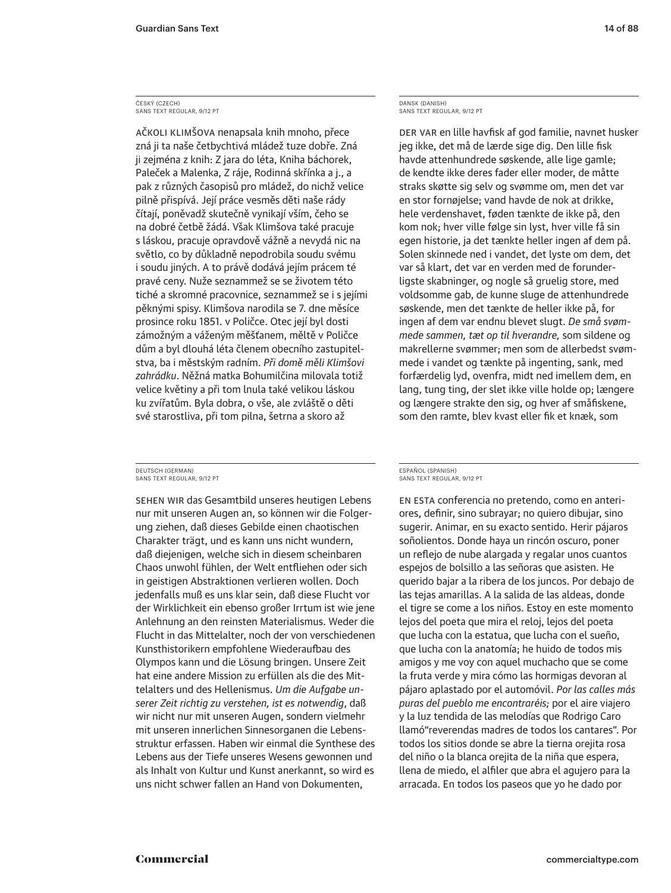ČESKÝ (CZECH)
SANS TEXT REGULAR, 9/12 PT

AČKOLI KLIMŠOVA nenapsala knih mnoho, přece zná ji ta naše četbychtivá mládež tuze dobře. Zná ji zejména z knih: Z jara do léta, Kniha báchorek, Paleček a Malenka, Z ráje, Rodinná skřínka a j., a pak z různých časopisů pro mládež, do nichž velice pilně přispívá. Její práce vesměs děti naše rády čítají, poněvadž skutečně vynikají vším, čeho se na dobré četbě žádá. Však Klimšova také pracuje s láskou, pracuje opravdově vážně a nevydá nic na světlo, co by důkladně nepodrobila soudu svému i soudu jiných. A to právě dodává jejím prácem té pravé ceny. Nuže seznammež se se životem této tiché a skromné pracovnice, seznammež se i s jejími pěknými spisy. Klimšova narodila se 7. dne měsíce prosince roku 1851. v Poličce. Otec její byl dosti zámožným a váženým měšťanem, měltě v Poličce dům a byl dlouhá léta členem obecního zastupitelstva, ba i městským radním. *Při domě měli Klimšovi zahrádku*. Něžná matka Bohumilčina milovala totiž velice květiny a při tom lnula také velikou láskou ku zvířatům. Byla dobra, o vše, ale zvláště o děti své starostliva, při tom pilna, šetrna a skoro až

DANSK (DANISH)
SANS TEXT REGULAR, 9/12 PT

DER VAR en lille havfisk af god familie, navnet husker jeg ikke, det må de lærde sige dig. Den lille fisk havde attenhundrede søskende, alle lige gamle; de kendte ikke deres fader eller moder, de måtte straks skøtte sig selv og svømme om, men det var en stor fornøjelse; vand havde de nok at drikke, hele verdenshavet, føden tænkte de ikke på, den kom nok; hver ville følge sin lyst, hver ville få sin egen historie, ja det tænkte heller ingen af dem på. Solen skinnede ned i vandet, det lyste om dem, det var så klart, det var en verden med de forunderligste skabninger, og nogle så gruelig store, med voldsomme gab, de kunne sluge de attenhundrede søskende, men det tænkte de heller ikke på, for ingen af dem var endnu blevet slugt. *De små svømmede sammen, tæt op til hverandre,* som sildene og makrellerne svømmer; men som de allerbedst svømmede i vandet og tænkte på ingenting, sank, med forfærdelig lyd, ovenfra, midt ned imellem dem, en lang, tung ting, der slet ikke ville holde op; længere og længere strakte den sig, og hver af småfiskene, som den ramte, blev kvast eller fik et knæk, som

DEUTSCH (GERMAN)
SANS TEXT REGULAR, 9/12 PT

SEHEN WIR das Gesamtbild unseres heutigen Lebens nur mit unseren Augen an, so können wir die Folgerung ziehen, daß dieses Gebilde einen chaotischen Charakter trägt, und es kann uns nicht wundern, daß diejenigen, welche sich in diesem scheinbaren Chaos unwohl fühlen, der Welt entfliehen oder sich in geistigen Abstraktionen verlieren wollen. Doch jedenfalls muß es uns klar sein, daß diese Flucht vor der Wirklichkeit ein ebenso großer Irrtum ist wie jene Anlehnung an den reinsten Materialismus. Weder die Flucht in das Mittelalter, noch der von verschiedenen Kunsthistorikern empfohlene Wiederaufbau des Olympos kann und die Lösung bringen. Unsere Zeit hat eine andere Mission zu erfüllen als die des Mittelalters und des Hellenismus. *Um die Aufgabe unserer Zeit richtig zu verstehen, ist es notwendig*, daß wir nicht nur mit unseren Augen, sondern vielmehr mit unseren innerlichen Sinnesorganen die Lebensstruktur erfassen. Haben wir einmal die Synthese des Lebens aus der Tiefe unseres Wesens gewonnen und als Inhalt von Kultur und Kunst anerkannt, so wird es uns nicht schwer fallen an Hand von Dokumenten,

ESPAÑOL (SPANISH)
SANS TEXT REGULAR, 9/12 PT

EN ESTA conferencia no pretendo, como en anteriores, definir, sino subrayar; no quiero dibujar, sino sugerir. Animar, en su exacto sentido. Herir pájaros soñolientos. Donde haya un rincón oscuro, poner un reflejo de nube alargada y regalar unos cuantos espejos de bolsillo a las señoras que asisten. He querido bajar a la ribera de los juncos. Por debajo de las tejas amarillas. A la salida de las aldeas, donde el tigre se come a los niños. Estoy en este momento lejos del poeta que mira el reloj, lejos del poeta que lucha con la estatua, que lucha con el sueño, que lucha con la anatomía; he huido de todos mis amigos y me voy con aquel muchacho que se come la fruta verde y mira cómo las hormigas devoran al pájaro aplastado por el automóvil. *Por las calles más puras del pueblo me encontraréis;* por el aire viajero y la luz tendida de las melodías que Rodrigo Caro llamó“reverendas madres de todos los cantares”. Por todos los sitios donde se abre la tierna orejita rosa del niño o la blanca orejita de la niña que espera, llena de miedo, el alfiler que abra el agujero para la arracada. En todos los paseos que yo he dado por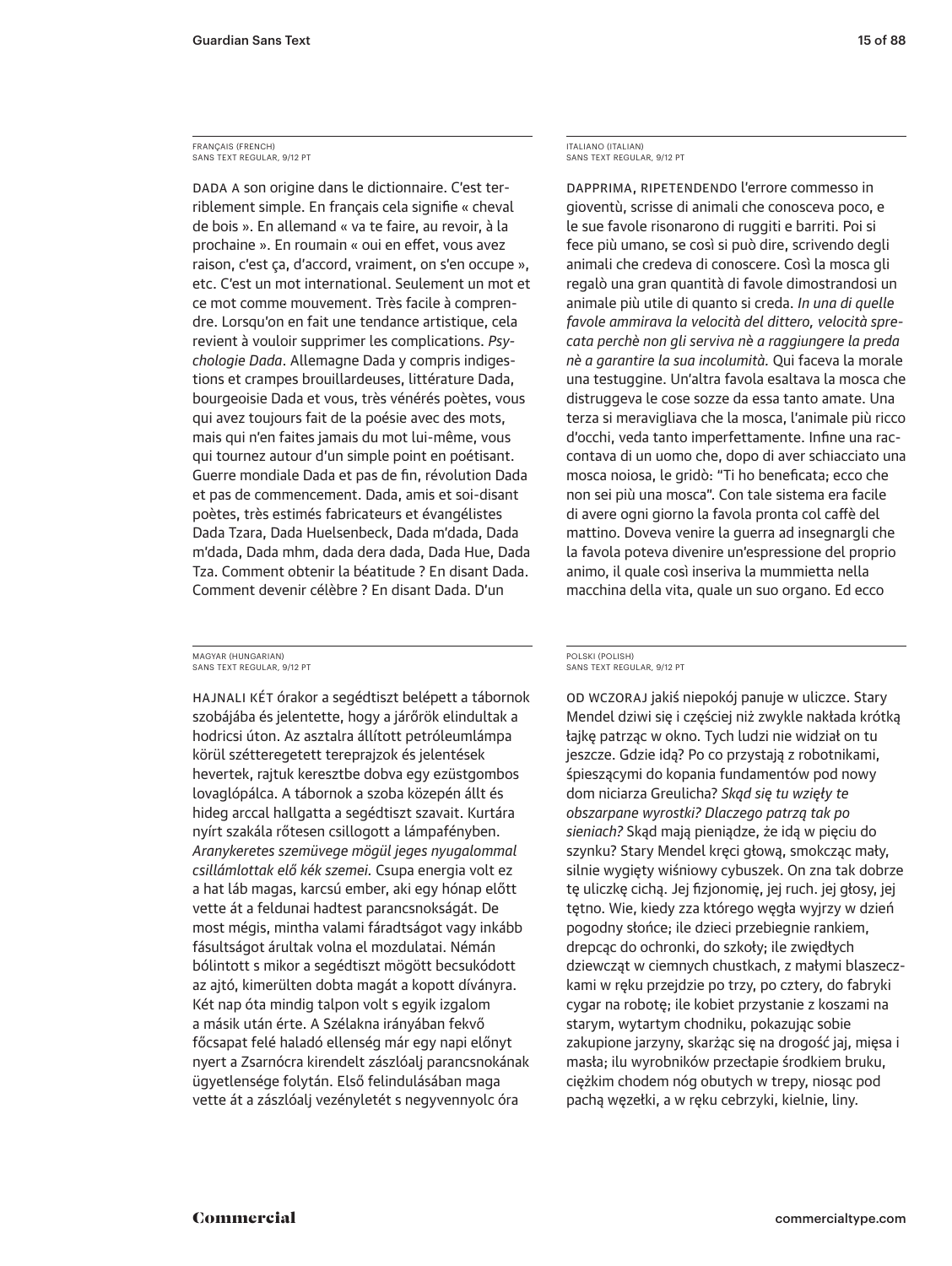FRANÇAIS (FRENCH)
SANS TEXT REGULAR, 9/12 PT

DADA A son origine dans le dictionnaire. C'est terriblement simple. En français cela signifie « cheval de bois ». En allemand « va te faire, au revoir, à la prochaine ». En roumain « oui en effet, vous avez raison, c'est ça, d'accord, vraiment, on s'en occupe », etc. C'est un mot international. Seulement un mot et ce mot comme mouvement. Très facile à comprendre. Lorsqu'on en fait une tendance artistique, cela revient à vouloir supprimer les complications. *Psychologie Dada*. Allemagne Dada y compris indigestions et crampes brouillardeuses, littérature Dada, bourgeoisie Dada et vous, très vénérés poètes, vous qui avez toujours fait de la poésie avec des mots, mais qui n'en faites jamais du mot lui-même, vous qui tournez autour d'un simple point en poétisant. Guerre mondiale Dada et pas de fin, révolution Dada et pas de commencement. Dada, amis et soi-disant poètes, très estimés fabricateurs et évangélistes Dada Tzara, Dada Huelsenbeck, Dada m'dada, Dada m'dada, Dada mhm, dada dera dada, Dada Hue, Dada Tza. Comment obtenir la béatitude ? En disant Dada. Comment devenir célèbre ? En disant Dada. D'un

ITALIANO (ITALIAN)
SANS TEXT REGULAR, 9/12 PT

DAPPRIMA, RIPETENDENDO l'errore commesso in gioventù, scrisse di animali che conosceva poco, e le sue favole risonarono di ruggiti e barriti. Poi si fece più umano, se così si può dire, scrivendo degli animali che credeva di conoscere. Così la mosca gli regalò una gran quantità di favole dimostrandosi un animale più utile di quanto si creda. *In una di quelle favole ammirava la velocità del dittero, velocità sprecata perchè non gli serviva nè a raggiungere la preda nè a garantire la sua incolumità.* Qui faceva la morale una testuggine. Un'altra favola esaltava la mosca che distruggeva le cose sozze da essa tanto amate. Una terza si meravigliava che la mosca, l'animale più ricco d'occhi, veda tanto imperfettamente. Infine una raccontava di un uomo che, dopo di aver schiacciato una mosca noiosa, le gridò: "Ti ho beneficata; ecco che non sei più una mosca". Con tale sistema era facile di avere ogni giorno la favola pronta col caffè del mattino. Doveva venire la guerra ad insegnargli che la favola poteva divenire un'espressione del proprio animo, il quale così inseriva la mummietta nella macchina della vita, quale un suo organo. Ed ecco

MAGYAR (HUNGARIAN)
SANS TEXT REGULAR, 9/12 PT

HAJNALI KÉT órakor a segédtiszt belépett a tábornok szobájába és jelentette, hogy a járőrök elindultak a hodricsi úton. Az asztalra állított petróleumlámpa körül szétteregetett tereprajzok és jelentések hevertek, rajtuk keresztbe dobva egy ezüstgombos lovaglópálca. A tábornok a szoba közepén állt és hideg arccal hallgatta a segédtiszt szavait. Kurtára nyírt szakála rőtesen csillogott a lámpafényben. *Aranykeretes szemüvege mögül jeges nyugalommal csillámlottak elő kék szemei.* Csupa energia volt ez a hat láb magas, karcsú ember, aki egy hónap előtt vette át a feldunai hadtest parancsnokságát. De most mégis, mintha valami fáradtságot vagy inkább fásultságot árultak volna el mozdulatai. Némán bólintott s mikor a segédtiszt mögött becsukódott az ajtó, kimerülten dobta magát a kopott díványra. Két nap óta mindig talpon volt s egyik izgalom a másik után érte. A Szélakna irányában fekvő főcsapat felé haladó ellenség már egy napi előnyt nyert a Zsarnócra kirendelt zászlóalj parancsnokának ügyetlensége folytán. Első felindulásában maga vette át a zászlóalj vezényletét s negyvennyolc óra

POLSKI (POLISH)
SANS TEXT REGULAR, 9/12 PT

OD WCZORAJ jakiś niepokój panuje w uliczce. Stary Mendel dziwi się i częściej niż zwykle nakłada krótką łajkę patrząc w okno. Tych ludzi nie widział on tu jeszcze. Gdzie idą? Po co przystają z robotnikami, śpieszącymi do kopania fundamentów pod nowy dom niciarza Greulicha? *Skąd się tu wzięły te obszarpane wyrostki? Dlaczego patrzą tak po sieniach?* Skąd mają pieniądze, że idą w pięciu do szynku? Stary Mendel kręci głową, smokcząc mały, silnie wygięty wiśniowy cybuszek. On zna tak dobrze tę uliczkę cichą. Jej fizjonomię, jej ruch. jej głosy, jej tętno. Wie, kiedy zza którego węgła wyjrzy w dzień pogodny słońce; ile dzieci przebiegnie rankiem, drepcąc do ochronki, do szkoły; ile zwiędłych dziewcząt w ciemnych chustkach, z małymi blaszeczkami w ręku przejdzie po trzy, po cztery, do fabryki cygar na robotę; ile kobiet przystanie z koszami na starym, wytartym chodniku, pokazując sobie zakupione jarzyny, skarżąc się na drogość jaj, mięsa i masła; ilu wyrobników przecłapie środkiem bruku, ciężkim chodem nóg obutych w trepy, niosąc pod pachą węzełki, a w ręku cebrzyki, kielnie, liny.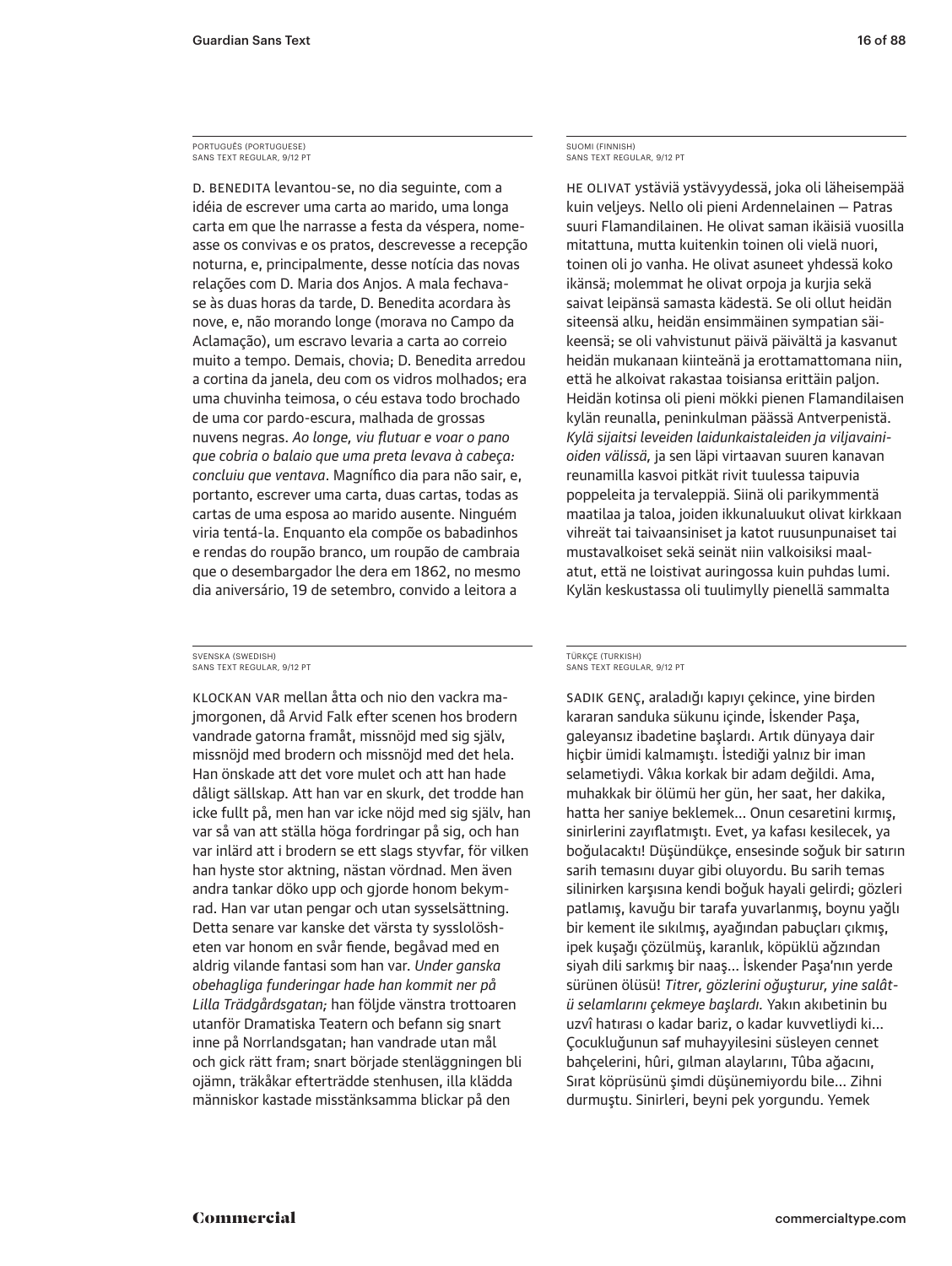PORTUGUÊS (PORTUGUESE)
SANS TEXT REGULAR, 9/12 PT

D. BENEDITA levantou-se, no dia seguinte, com a idéia de escrever uma carta ao marido, uma longa carta em que lhe narrasse a festa da véspera, nomeasse os convivas e os pratos, descrevesse a recepção noturna, e, principalmente, desse notícia das novas relações com D. Maria dos Anjos. A mala fechava-se às duas horas da tarde, D. Benedita acordara às nove, e, não morando longe (morava no Campo da Aclamação), um escravo levaria a carta ao correio muito a tempo. Demais, chovia; D. Benedita arredou a cortina da janela, deu com os vidros molhados; era uma chuvinha teimosa, o céu estava todo brochado de uma cor pardo-escura, malhada de grossas nuvens negras. *Ao longe, viu flutuar e voar o pano que cobria o balaio que uma preta levava à cabeça: concluiu que ventava*. Magnífico dia para não sair, e, portanto, escrever uma carta, duas cartas, todas as cartas de uma esposa ao marido ausente. Ninguém viria tentá-la. Enquanto ela compõe os babadinhos e rendas do roupão branco, um roupão de cambraia que o desembargador lhe dera em 1862, no mesmo dia aniversário, 19 de setembro, convido a leitora a

SUOMI (FINNISH)
SANS TEXT REGULAR, 9/12 PT

HE OLIVAT ystäviä ystävyydessä, joka oli läheisempää kuin veljeys. Nello oli pieni Ardennelainen — Patras suuri Flamandilainen. He olivat saman ikäisiä vuosilla mitattuna, mutta kuitenkin toinen oli vielä nuori, toinen oli jo vanha. He olivat asuneet yhdessä koko ikänsä; molemmat he olivat orpoja ja kurjia sekä saivat leipänsä samasta kädestä. Se oli ollut heidän siteensä alku, heidän ensimmäinen sympatian säikeensä; se oli vahvistunut päivä päivältä ja kasvanut heidän mukanaan kiinteänä ja erottamattomana niin, että he alkoivat rakastaa toisiansa erittäin paljon. Heidän kotinsa oli pieni mökki pienen Flamandilaisen kylän reunalla, peninkulman päässä Antverpenistä. *Kylä sijaitsi leveiden laidunkaistaleiden ja viljavainioiden välissä*, ja sen läpi virtaavan suuren kanavan reunamilla kasvoi pitkät rivit tuulessa taipuvia poppeleita ja tervaleppiä. Siinä oli parikymmentä maatilaa ja taloa, joiden ikkunaluukut olivat kirkkaan vihreät tai taivaansiniset ja katot ruusunpunaiset tai mustavalkoiset sekä seinät niin valkoisiksi maalatut, että ne loistivat auringossa kuin puhdas lumi. Kylän keskustassa oli tuulimylly pienellä sammalta

SVENSKA (SWEDISH)
SANS TEXT REGULAR, 9/12 PT

KLOCKAN VAR mellan åtta och nio den vackra majmorgonen, då Arvid Falk efter scenen hos brodern vandrade gatorna framåt, missnöjd med sig själv, missnöjd med brodern och missnöjd med det hela. Han önskade att det vore mulet och att han hade dåligt sällskap. Att han var en skurk, det trodde han icke fullt på, men han var icke nöjd med sig själv, han var så van att ställa höga fordringar på sig, och han var inlärd att i brodern se ett slags styvfar, för vilken han hyste stor aktning, nästan vördnad. Men även andra tankar döko upp och gjorde honom bekymrad. Han var utan pengar och utan sysselsättning. Detta senare var kanske det värsta ty sysslolösheten var honom en svår fiende, begåvad med en aldrig vilande fantasi som han var. *Under ganska obehagliga funderingar hade han kommit ner på Lilla Trädgårdsgatan;* han följde vänstra trottoaren utanför Dramatiska Teatern och befann sig snart inne på Norrlandsgatan; han vandrade utan mål och gick rätt fram; snart började stenläggningen bli ojämn, träkåkar efterträdde stenhusen, illa klädda människor kastade misstänksamma blickar på den

TÜRKÇE (TURKISH)
SANS TEXT REGULAR, 9/12 PT

SADIK GENÇ, araladığı kapıyı çekince, yine birden kararan sanduka sükunu içinde, İskender Paşa, galeyansız ibadetine başlardı. Artık dünyaya dair hiçbir ümidi kalmamıştı. İstediği yalnız bir iman selametiydi. Vâkıa korkak bir adam değildi. Ama, muhakkak bir ölümü her gün, her saat, her dakika, hatta her saniye beklemek... Onun cesaretini kırmış, sinirlerini zayıflatmıştı. Evet, ya kafası kesilecek, ya boğulacaktı! Düşündükçe, ensesinde soğuk bir satırın sarih temasını duyar gibi oluyordu. Bu sarih temas silinirken karşısına kendi boğuk hayali gelirdi; gözleri patlamış, kavuğu bir tarafa yuvarlanmış, boynu yağlı bir kement ile sıkılmış, ayağından pabuçları çıkmış, ipek kuşağı çözülmüş, karanlık, köpüklü ağzından siyah dili sarkmış bir naaş... İskender Paşa'nın yerde sürünen ölüsü! *Titrer, gözlerini oğuşturur, yine salâtü selamlarını çekmeye başlardı.* Yakın akıbetinin bu uzvî hatırası o kadar bariz, o kadar kuvvetliydi ki... Çocukluğunun saf muhayyilesini süsleyen cennet bahçelerini, hûri, gılman alaylarını, Tûba ağacını, Sırat köprüsünü şimdi düşünemiyordu bile... Zihni durmuştu. Sinirleri, beyni pek yorgundu. Yemek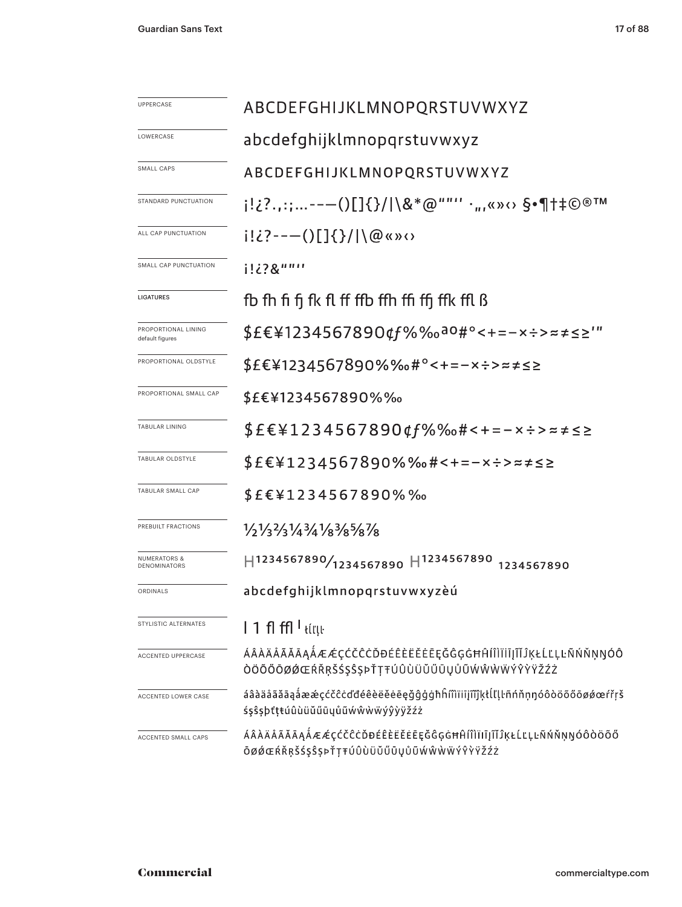| | |
|---|---|
| UPPERCASE | ABCDEFGHIJKLMNOPQRSTUVWXYZ |
| LOWERCASE | abcdefghijklmnopqrstuvwxyz |
| SMALL CAPS | ABCDEFGHIJKLMNOPQRSTUVWXYZ |
| STANDARD PUNCTUATION | ¡!¿?.,:;...-–—()[]{}/\|\&*@"""'' ·„‚«»‹› §•¶†‡©®™ |
| ALL CAP PUNCTUATION | ¡!¿?-–—()[]{}/\|\@«»‹› |
| SMALL CAP PUNCTUATION | ¡!¿?&"""'' |
| LIGATURES | fb fh fi fj fk fl ff ffb ffh ffi ffj ffk ffl ß |
| PROPORTIONAL LINING default figures | $£€¥1234567890¢ƒ%‰ªº#°<+=−×÷>≈≠≤≥′″ |
| PROPORTIONAL OLDSTYLE | $£€¥1234567890%‰#°<+=−×÷>≈≠≤≥ |
| PROPORTIONAL SMALL CAP | $£€¥1234567890%‰ |
| TABULAR LINING | $£€¥1234567890¢ƒ%‰#<+=−×÷>≈≠≤≥ |
| TABULAR OLDSTYLE | $£€¥1234567890%‰#<+=−×÷>≈≠≤≥ |
| TABULAR SMALL CAP | $£€¥1234567890%‰ |
| PREBUILT FRACTIONS | ½⅓⅔¼¾⅛⅜⅝⅞ |
| NUMERATORS & DENOMINATORS | H1234567890⁄1234567890 H1234567890 1234567890 |
| ORDINALS | abcdefghijklmnopqrstuvwxyzèú |
| STYLISTIC ALTERNATES | l 1 fl ffl ˡ ŧĺľļŀ |
| ACCENTED UPPERCASE | ÁÂÀÄÅÃĂĀĄǺÆǼÇĆČĈĊĎĐÉÊÈËĚĖĒĘĞĜĢĠĦĤÍÎÌÏIĮĨĬĴĶŁĹĽĻĿÑŃŇŅŊÓÔÒÖÕŐŌØǾŒŔŘŖŠŚŞŜȘÞŤŢŦÚÛÙÜŬŰŪŲŮŨẂŴẀẄÝŶỲŸŽŹŻ |
| ACCENTED LOWER CASE | áâàäåãăāąǻæǽçćčĉċďđéêèëěėēęğĝģġħĥíîìïiįĩĭĵķłĺľļŀñńňņŋóôòöõőōøǿœŕřŗšśşŝșþťţŧúûùüŭűūųůũẃŵẁẅýŷỳÿžźż |
| ACCENTED SMALL CAPS | ÁÂÀÄÅÃĂĀĄǺÆǼÇĆČĈĊĎĐÉÊÈËĚĖĒĘĞĜĢĠĦĤÍÎÌÏIĮĨĬĴĶŁĹĽĻĿÑŃŇŅŊÓÔÒÖÕŐŌØǾŒŔŘŖŠŚŞŜȘÞŤŢŦÚÛÙÜŬŰŪŲŮŨẂŴẀẄÝŶỲŸŽŹŻ |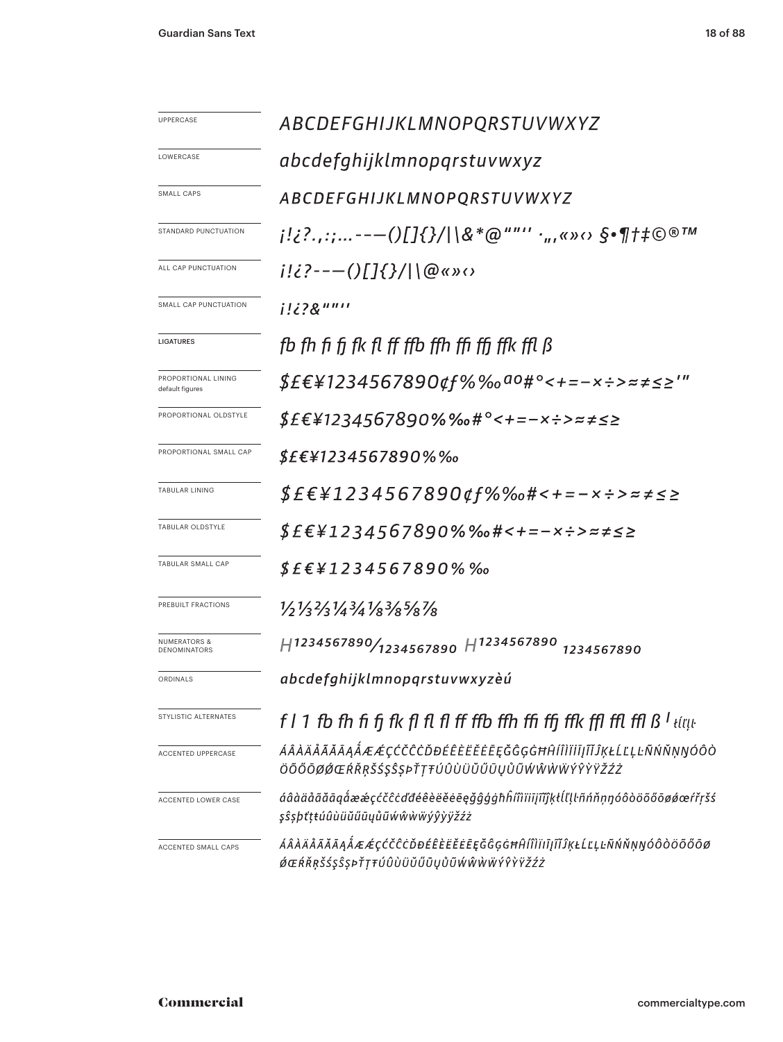| | |
|---|---|
| UPPERCASE | ABCDEFGHIJKLMNOPQRSTUVWXYZ |
| LOWERCASE | abcdefghijklmnopqrstuvwxyz |
| SMALL CAPS | ABCDEFGHIJKLMNOPQRSTUVWXYZ |
| STANDARD PUNCTUATION | ¡!¿?.,:;...-–—()[]{}/\|\&*@""'' ·„‚«»‹› §•¶†‡©®™ |
| ALL CAP PUNCTUATION | ¡!¿?-–—()[]{}/\|\@«»‹› |
| SMALL CAP PUNCTUATION | ¡!¿?&""'' |
| LIGATURES | fb fh fi fj fk fl ff ffb ffh ffi ffj ffk ffl ß |
| PROPORTIONAL LINING default figures | $£€¥1234567890¢ƒ%‰ªº#°<+=−×÷>≈≠≤≥'" |
| PROPORTIONAL OLDSTYLE | $£€¥1234567890%‰#°<+=−×÷>≈≠≤≥ |
| PROPORTIONAL SMALL CAP | $£€¥1234567890%‰ |
| TABULAR LINING | $£€¥1234567890¢ƒ%‰#<+=−×÷>≈≠≤≥ |
| TABULAR OLDSTYLE | $£€¥1234567890%‰#<+=−×÷>≈≠≤≥ |
| TABULAR SMALL CAP | $£€¥1234567890%‰ |
| PREBUILT FRACTIONS | ½⅓⅔¼¾⅛⅜⅝⅞ |
| NUMERATORS & DENOMINATORS | H1234567890⁄1234567890 H1234567890 1234567890 |
| ORDINALS | abcdefghijklmnopqrstuvwxyzèú |
| STYLISTIC ALTERNATES | f l 1 fb fh fi fj fk fl fl fl ff ffb ffh ffi ffj ffk ffl ffl ffl ß ˡ ŧĺľļŀ |
| ACCENTED UPPERCASE | ÁÂÀÄÅÃĂĀĄǺÆǼÇĆČĈĊĎĐÉÊÈËĚĖĒĘĞĜĢĠĦĤÍÎÌÏİĮĨĬĴĶŁĹĽĻĿÑŃŇŅŊÓÔÒÖÕŐŌØǾŒŔŘŖŠŚŞŜȘÞŤŢŦÚÛÙÜŬŰŪŲŮŨẂŴẀẄÝŶỲŸŽŹŻ |
| ACCENTED LOWER CASE | áâàäåãăāąǻæǽçćčĉċďđéêèëěėēęğĝģġħĥíîìïiįĩĭĵķłĺľļŀñńňņŋóôòöõőōøǿœŕřŗšśşŝșþťţŧúûùüŭűūųůũẃŵẁẅýŷỳÿžźż |
| ACCENTED SMALL CAPS | ÁÂÀÄÅÃĂĀĄǺÆǼÇĆČĈĊĎĐÉÊÈËĚĖĒĘĞĜĢĠĦĤÍÎÌÏİĮĨĬĴĶŁĹĽĻĿÑŃŇŅŊÓÔÒÖÕŐŌØǾŒŔŘŖŠŚŞŜȘÞŤŢŦÚÛÙÜŬŰŪŲŮŨẂŴẀẄÝŶỲŸŽŹŻ |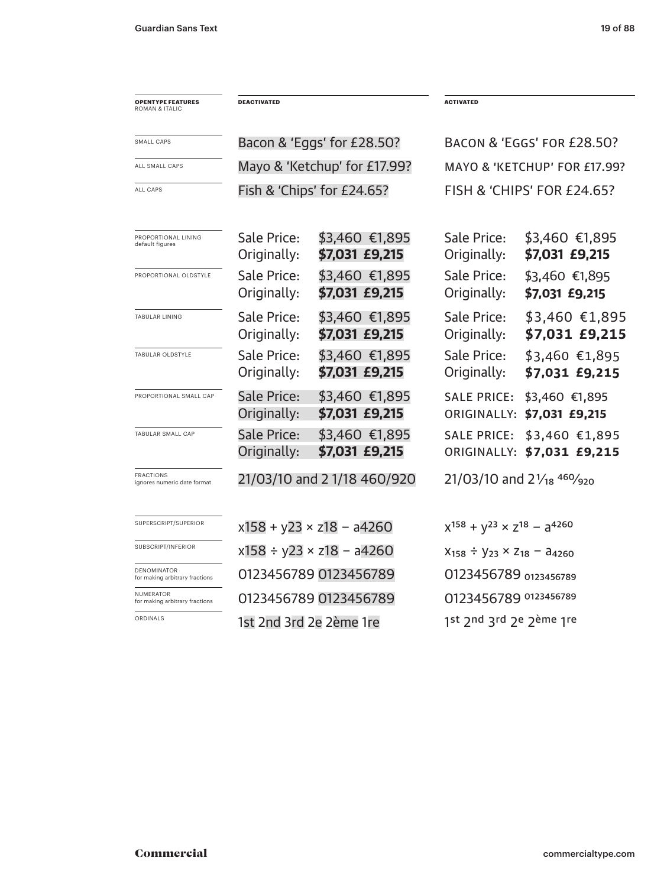| OPENTYPE FEATURES ROMAN & ITALIC | DEACTIVATED | | ACTIVATED | |
|---|---|---|---|---|
| SMALL CAPS | Bacon & 'Eggs' for £28.50? | | BACON & 'EGGS' FOR £28.50? | |
| ALL SMALL CAPS | Mayo & 'Ketchup' for £17.99? | | MAYO & 'KETCHUP' FOR £17.99? | |
| ALL CAPS | Fish & 'Chips' for £24.65? | | FISH & 'CHIPS' FOR £24.65? | |
| PROPORTIONAL LINING default figures | Sale Price: Originally: | $3,460 €1,895 **$7,031 £9,215** | Sale Price: Originally: | $3,460 €1,895 **$7,031 £9,215** |
| PROPORTIONAL OLDSTYLE | Sale Price: Originally: | $3,460 €1,895 **$7,031 £9,215** | Sale Price: Originally: | $3,460 €1,895 **$7,031 £9,215** |
| TABULAR LINING | Sale Price: Originally: | $3,460 €1,895 **$7,031 £9,215** | Sale Price: Originally: | $3,460 €1,895 **$7,031 £9,215** |
| TABULAR OLDSTYLE | Sale Price: Originally: | $3,460 €1,895 **$7,031 £9,215** | Sale Price: Originally: | $3,460 €1,895 **$7,031 £9,215** |
| PROPORTIONAL SMALL CAP | Sale Price: Originally: | $3,460 €1,895 **$7,031 £9,215** | SALE PRICE: ORIGINALLY: | $3,460 €1,895 **$7,031 £9,215** |
| TABULAR SMALL CAP | Sale Price: Originally: | $3,460 €1,895 **$7,031 £9,215** | SALE PRICE: ORIGINALLY: | $3,460 €1,895 **$7,031 £9,215** |
| FRACTIONS ignores numeric date format | 21/03/10 and 2 1/18 460/920 | | 21/03/10 and $2\frac{1}{18}$ $\frac{460}{920}$ | |
| SUPERSCRIPT/SUPERIOR | x158 + y23 × z18 − a4260 | | $x^{158} + y^{23} \times z^{18} - a^{4260}$ | |
| SUBSCRIPT/INFERIOR | x158 ÷ y23 × z18 − a4260 | | $x_{158} \div y_{23} \times z_{18} - a_{4260}$ | |
| DENOMINATOR for making arbitrary fractions | 0123456789 0123456789 | | 0123456789 $_{0123456789}$ | |
| NUMERATOR for making arbitrary fractions | 0123456789 0123456789 | | 0123456789 $^{0123456789}$ | |
| ORDINALS | 1st 2nd 3rd 2e 2ème 1re | | 1$^{st}$ 2$^{nd}$ 3$^{rd}$ 2$^{e}$ 2$^{ème}$ 1$^{re}$ | |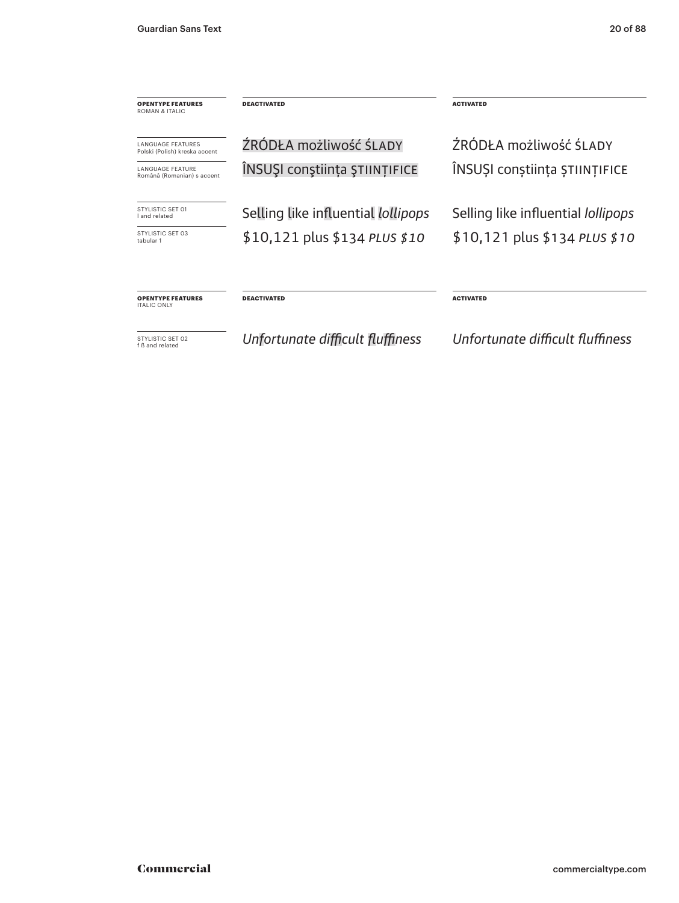| **OPENTYPE FEATURES** ROMAN & ITALIC | **DEACTIVATED** | **ACTIVATED** |
|---|---|---|
| LANGUAGE FEATURES Polski (Polish) kreska accent | ŹRÓDŁA możliwość ŚLADY | ŹRÓDŁA możliwość ŚLADY |
| LANGUAGE FEATURE Română (Romanian) s accent | ÎNSUŞI conştiința ŞTIINȚIFICE | ÎNSUȘI conștiința ȘTIINȚIFICE |
| STYLISTIC SET 01 l and related | Selling like influential *lollipops* | Selling like influential *lollipops* |
| STYLISTIC SET 03 tabular 1 | $10,121 plus $134 *PLUS $10* | $10,121 plus $134 *PLUS $10* |

| **OPENTYPE FEATURES** ITALIC ONLY | **DEACTIVATED** | **ACTIVATED** |
|---|---|---|
| STYLISTIC SET 02 f ß and related | *Unfortunate difficult fluffiness* | *Unfortunate difficult fluffiness* |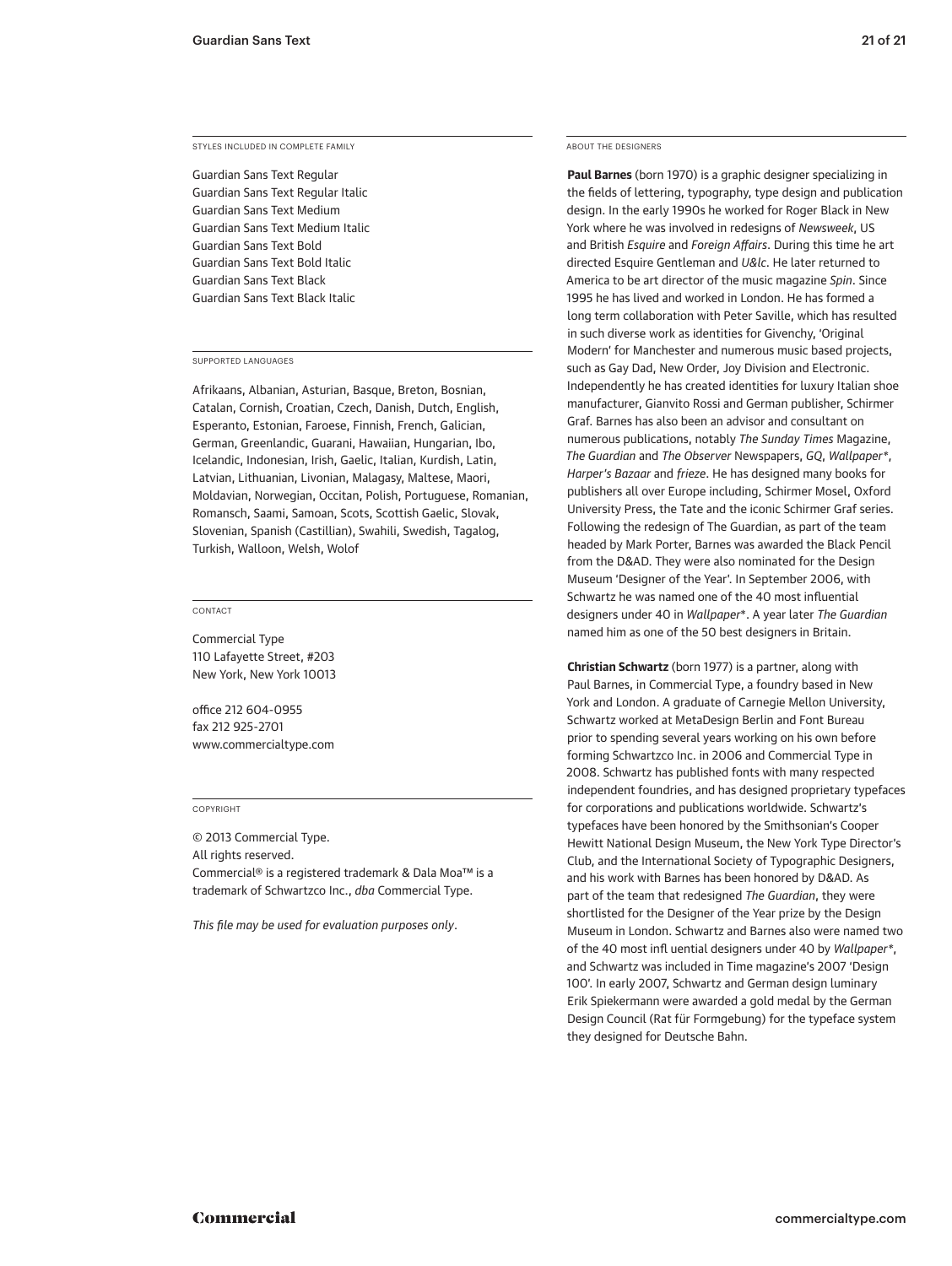## STYLES INCLUDED IN COMPLETE FAMILY

Guardian Sans Text Regular
Guardian Sans Text Regular Italic
Guardian Sans Text Medium
Guardian Sans Text Medium Italic
Guardian Sans Text Bold
Guardian Sans Text Bold Italic
Guardian Sans Text Black
Guardian Sans Text Black Italic

## SUPPORTED LANGUAGES

Afrikaans, Albanian, Asturian, Basque, Breton, Bosnian, Catalan, Cornish, Croatian, Czech, Danish, Dutch, English, Esperanto, Estonian, Faroese, Finnish, French, Galician, German, Greenlandic, Guarani, Hawaiian, Hungarian, Ibo, Icelandic, Indonesian, Irish, Gaelic, Italian, Kurdish, Latin, Latvian, Lithuanian, Livonian, Malagasy, Maltese, Maori, Moldavian, Norwegian, Occitan, Polish, Portuguese, Romanian, Romansch, Saami, Samoan, Scots, Scottish Gaelic, Slovak, Slovenian, Spanish (Castillian), Swahili, Swedish, Tagalog, Turkish, Walloon, Welsh, Wolof

## CONTACT

Commercial Type
110 Lafayette Street, #203
New York, New York 10013

office 212 604-0955
fax 212 925-2701
www.commercialtype.com

## COPYRIGHT

© 2013 Commercial Type.
All rights reserved.
Commercial® is a registered trademark & Dala Moa™ is a trademark of Schwartzco Inc., *dba* Commercial Type.

*This file may be used for evaluation purposes only*.

## ABOUT THE DESIGNERS

**Paul Barnes** (born 1970) is a graphic designer specializing in the fields of lettering, typography, type design and publication design. In the early 1990s he worked for Roger Black in New York where he was involved in redesigns of *Newsweek*, US and British *Esquire* and *Foreign Affairs*. During this time he art directed Esquire Gentleman and *U&lc*. He later returned to America to be art director of the music magazine *Spin*. Since 1995 he has lived and worked in London. He has formed a long term collaboration with Peter Saville, which has resulted in such diverse work as identities for Givenchy, 'Original Modern' for Manchester and numerous music based projects, such as Gay Dad, New Order, Joy Division and Electronic. Independently he has created identities for luxury Italian shoe manufacturer, Gianvito Rossi and German publisher, Schirmer Graf. Barnes has also been an advisor and consultant on numerous publications, notably *The Sunday Times* Magazine, *The Guardian* and *The Observer* Newspapers, *GQ*, *Wallpaper**, *Harper's Bazaar* and *frieze*. He has designed many books for publishers all over Europe including, Schirmer Mosel, Oxford University Press, the Tate and the iconic Schirmer Graf series. Following the redesign of The Guardian, as part of the team headed by Mark Porter, Barnes was awarded the Black Pencil from the D&AD. They were also nominated for the Design Museum 'Designer of the Year'. In September 2006, with Schwartz he was named one of the 40 most influential designers under 40 in *Wallpaper**. A year later *The Guardian* named him as one of the 50 best designers in Britain.

**Christian Schwartz** (born 1977) is a partner, along with Paul Barnes, in Commercial Type, a foundry based in New York and London. A graduate of Carnegie Mellon University, Schwartz worked at MetaDesign Berlin and Font Bureau prior to spending several years working on his own before forming Schwartzco Inc. in 2006 and Commercial Type in 2008. Schwartz has published fonts with many respected independent foundries, and has designed proprietary typefaces for corporations and publications worldwide. Schwartz's typefaces have been honored by the Smithsonian's Cooper Hewitt National Design Museum, the New York Type Director's Club, and the International Society of Typographic Designers, and his work with Barnes has been honored by D&AD. As part of the team that redesigned *The Guardian*, they were shortlisted for the Designer of the Year prize by the Design Museum in London. Schwartz and Barnes also were named two of the 40 most infl uential designers under 40 by *Wallpaper**, and Schwartz was included in Time magazine's 2007 'Design 100'. In early 2007, Schwartz and German design luminary Erik Spiekermann were awarded a gold medal by the German Design Council (Rat für Formgebung) for the typeface system they designed for Deutsche Bahn.